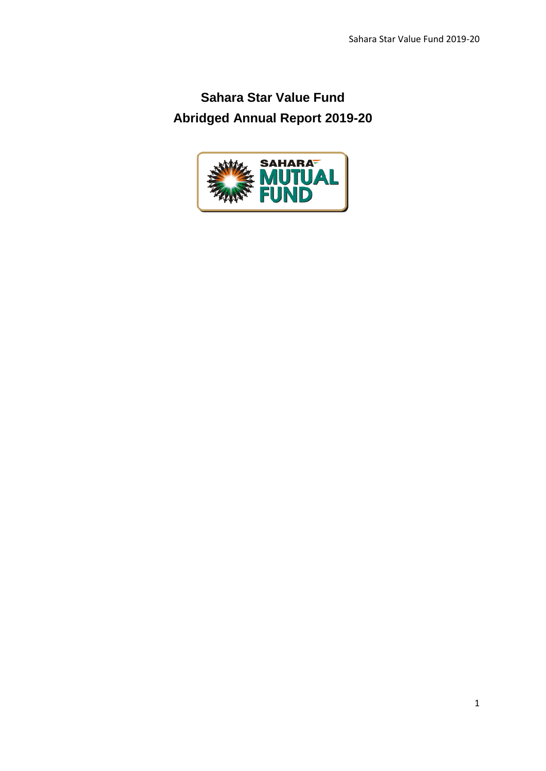# Sahara Star Value Fund
# Abridged Annual Report 2019-20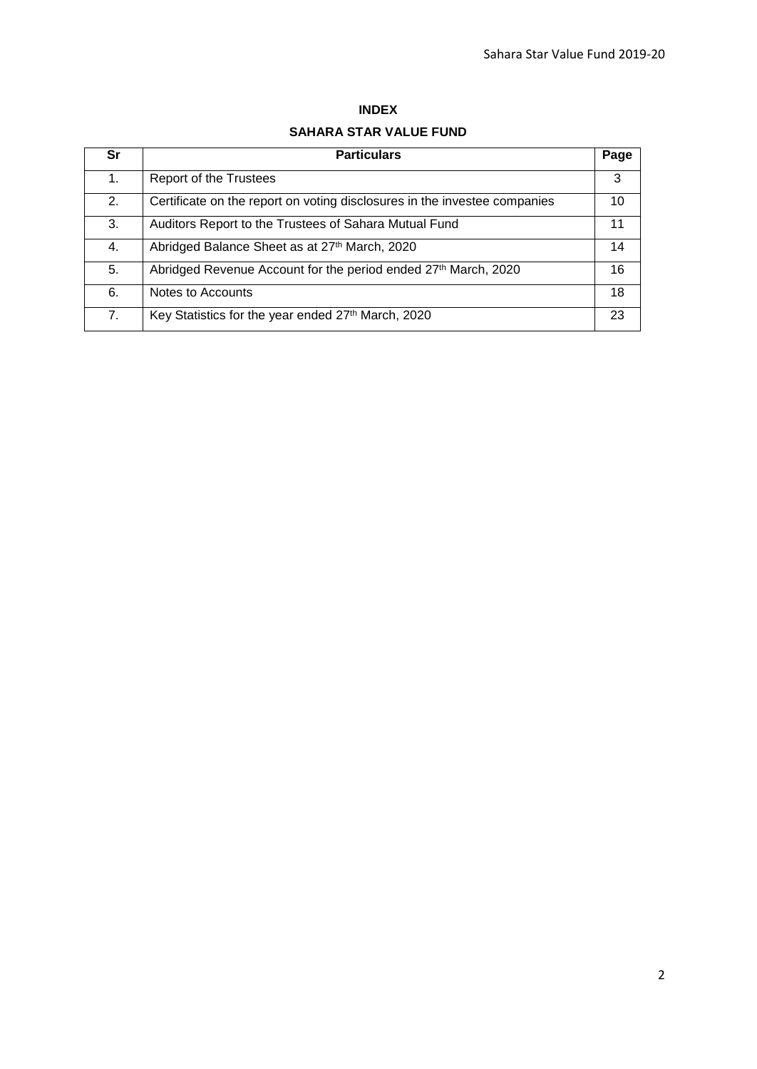**INDEX**

**SAHARA STAR VALUE FUND**

| Sr | Particulars | Page |
|---|---|---|
| 1. | Report of the Trustees | 3 |
| 2. | Certificate on the report on voting disclosures in the investee companies | 10 |
| 3. | Auditors Report to the Trustees of Sahara Mutual Fund | 11 |
| 4. | Abridged Balance Sheet as at 27th March, 2020 | 14 |
| 5. | Abridged Revenue Account for the period ended 27th March, 2020 | 16 |
| 6. | Notes to Accounts | 18 |
| 7. | Key Statistics for the year ended 27th March, 2020 | 23 |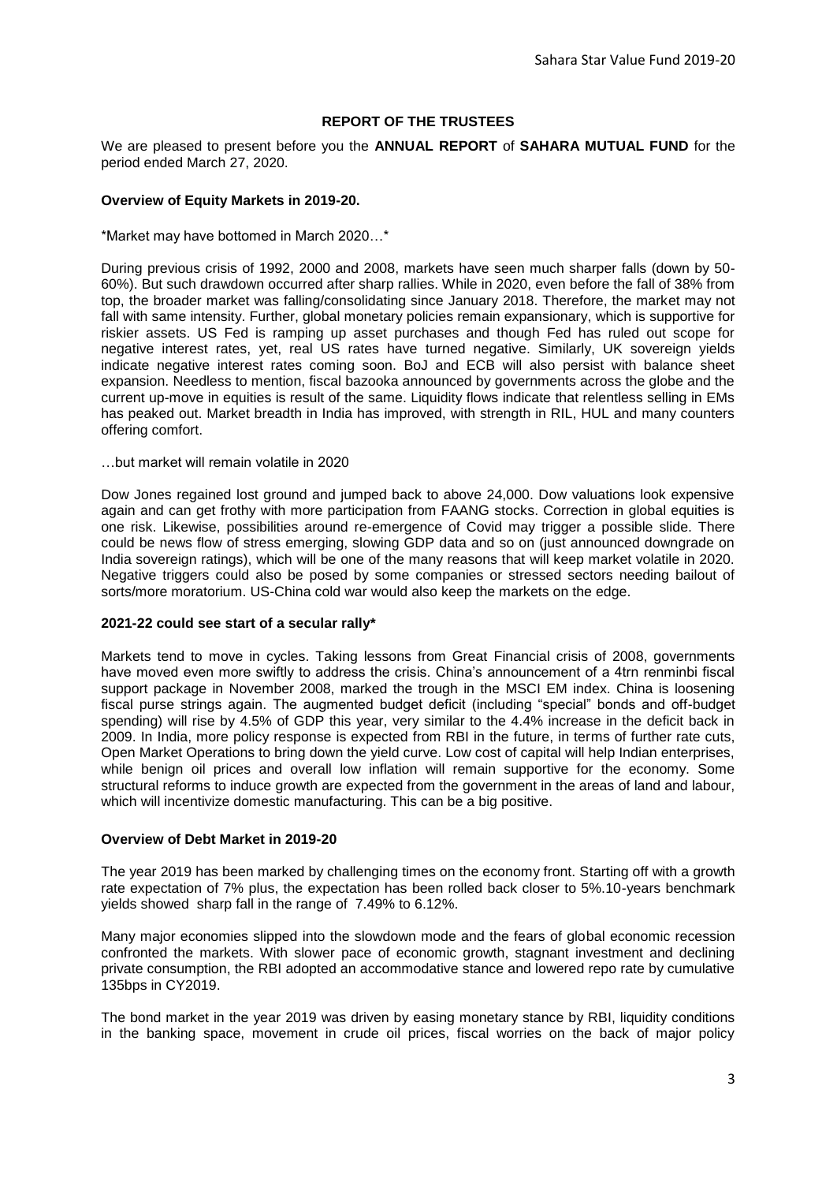## REPORT OF THE TRUSTEES

We are pleased to present before you the **ANNUAL REPORT** of **SAHARA MUTUAL FUND** for the period ended March 27, 2020.

**Overview of Equity Markets in 2019-20.**

*Market may have bottomed in March 2020…*

During previous crisis of 1992, 2000 and 2008, markets have seen much sharper falls (down by 50-60%). But such drawdown occurred after sharp rallies. While in 2020, even before the fall of 38% from top, the broader market was falling/consolidating since January 2018. Therefore, the market may not fall with same intensity. Further, global monetary policies remain expansionary, which is supportive for riskier assets. US Fed is ramping up asset purchases and though Fed has ruled out scope for negative interest rates, yet, real US rates have turned negative. Similarly, UK sovereign yields indicate negative interest rates coming soon. BoJ and ECB will also persist with balance sheet expansion. Needless to mention, fiscal bazooka announced by governments across the globe and the current up-move in equities is result of the same. Liquidity flows indicate that relentless selling in EMs has peaked out. Market breadth in India has improved, with strength in RIL, HUL and many counters offering comfort.

…but market will remain volatile in 2020

Dow Jones regained lost ground and jumped back to above 24,000. Dow valuations look expensive again and can get frothy with more participation from FAANG stocks. Correction in global equities is one risk. Likewise, possibilities around re-emergence of Covid may trigger a possible slide. There could be news flow of stress emerging, slowing GDP data and so on (just announced downgrade on India sovereign ratings), which will be one of the many reasons that will keep market volatile in 2020. Negative triggers could also be posed by some companies or stressed sectors needing bailout of sorts/more moratorium. US-China cold war would also keep the markets on the edge.

**2021-22 could see start of a secular rally***

Markets tend to move in cycles. Taking lessons from Great Financial crisis of 2008, governments have moved even more swiftly to address the crisis. China's announcement of a 4trn renminbi fiscal support package in November 2008, marked the trough in the MSCI EM index. China is loosening fiscal purse strings again. The augmented budget deficit (including "special" bonds and off-budget spending) will rise by 4.5% of GDP this year, very similar to the 4.4% increase in the deficit back in 2009. In India, more policy response is expected from RBI in the future, in terms of further rate cuts, Open Market Operations to bring down the yield curve. Low cost of capital will help Indian enterprises, while benign oil prices and overall low inflation will remain supportive for the economy. Some structural reforms to induce growth are expected from the government in the areas of land and labour, which will incentivize domestic manufacturing. This can be a big positive.

**Overview of Debt Market in 2019-20**

The year 2019 has been marked by challenging times on the economy front. Starting off with a growth rate expectation of 7% plus, the expectation has been rolled back closer to 5%.10-years benchmark yields showed sharp fall in the range of 7.49% to 6.12%.

Many major economies slipped into the slowdown mode and the fears of global economic recession confronted the markets. With slower pace of economic growth, stagnant investment and declining private consumption, the RBI adopted an accommodative stance and lowered repo rate by cumulative 135bps in CY2019.

The bond market in the year 2019 was driven by easing monetary stance by RBI, liquidity conditions in the banking space, movement in crude oil prices, fiscal worries on the back of major policy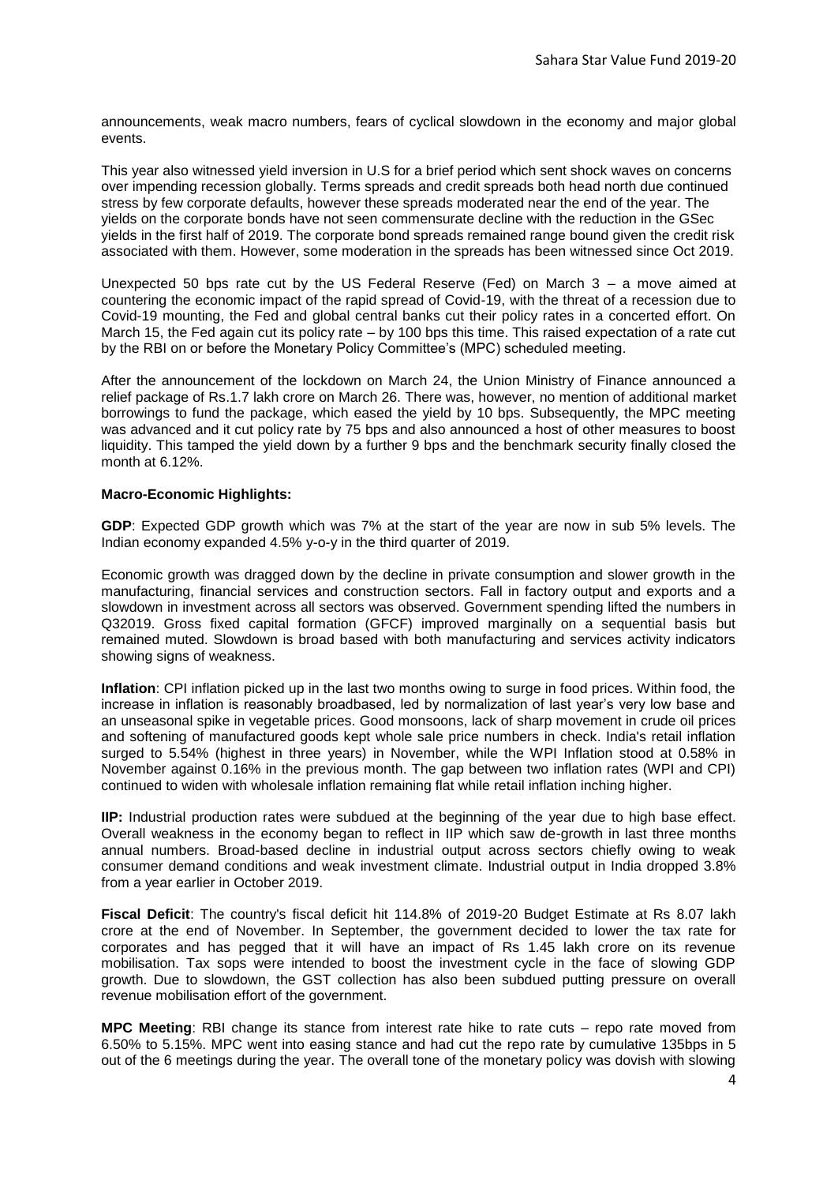announcements, weak macro numbers, fears of cyclical slowdown in the economy and major global events.

This year also witnessed yield inversion in U.S for a brief period which sent shock waves on concerns over impending recession globally. Terms spreads and credit spreads both head north due continued stress by few corporate defaults, however these spreads moderated near the end of the year. The yields on the corporate bonds have not seen commensurate decline with the reduction in the GSec yields in the first half of 2019. The corporate bond spreads remained range bound given the credit risk associated with them. However, some moderation in the spreads has been witnessed since Oct 2019.

Unexpected 50 bps rate cut by the US Federal Reserve (Fed) on March 3 – a move aimed at countering the economic impact of the rapid spread of Covid-19, with the threat of a recession due to Covid-19 mounting, the Fed and global central banks cut their policy rates in a concerted effort. On March 15, the Fed again cut its policy rate – by 100 bps this time. This raised expectation of a rate cut by the RBI on or before the Monetary Policy Committee's (MPC) scheduled meeting.

After the announcement of the lockdown on March 24, the Union Ministry of Finance announced a relief package of Rs.1.7 lakh crore on March 26. There was, however, no mention of additional market borrowings to fund the package, which eased the yield by 10 bps. Subsequently, the MPC meeting was advanced and it cut policy rate by 75 bps and also announced a host of other measures to boost liquidity. This tamped the yield down by a further 9 bps and the benchmark security finally closed the month at 6.12%.

**Macro-Economic Highlights:**

**GDP**: Expected GDP growth which was 7% at the start of the year are now in sub 5% levels. The Indian economy expanded 4.5% y-o-y in the third quarter of 2019.

Economic growth was dragged down by the decline in private consumption and slower growth in the manufacturing, financial services and construction sectors. Fall in factory output and exports and a slowdown in investment across all sectors was observed. Government spending lifted the numbers in Q32019. Gross fixed capital formation (GFCF) improved marginally on a sequential basis but remained muted. Slowdown is broad based with both manufacturing and services activity indicators showing signs of weakness.

**Inflation**: CPI inflation picked up in the last two months owing to surge in food prices. Within food, the increase in inflation is reasonably broadbased, led by normalization of last year's very low base and an unseasonal spike in vegetable prices. Good monsoons, lack of sharp movement in crude oil prices and softening of manufactured goods kept whole sale price numbers in check. India's retail inflation surged to 5.54% (highest in three years) in November, while the WPI Inflation stood at 0.58% in November against 0.16% in the previous month. The gap between two inflation rates (WPI and CPI) continued to widen with wholesale inflation remaining flat while retail inflation inching higher.

**IIP:** Industrial production rates were subdued at the beginning of the year due to high base effect. Overall weakness in the economy began to reflect in IIP which saw de-growth in last three months annual numbers. Broad-based decline in industrial output across sectors chiefly owing to weak consumer demand conditions and weak investment climate. Industrial output in India dropped 3.8% from a year earlier in October 2019.

**Fiscal Deficit**: The country's fiscal deficit hit 114.8% of 2019-20 Budget Estimate at Rs 8.07 lakh crore at the end of November. In September, the government decided to lower the tax rate for corporates and has pegged that it will have an impact of Rs 1.45 lakh crore on its revenue mobilisation. Tax sops were intended to boost the investment cycle in the face of slowing GDP growth. Due to slowdown, the GST collection has also been subdued putting pressure on overall revenue mobilisation effort of the government.

**MPC Meeting**: RBI change its stance from interest rate hike to rate cuts – repo rate moved from 6.50% to 5.15%. MPC went into easing stance and had cut the repo rate by cumulative 135bps in 5 out of the 6 meetings during the year. The overall tone of the monetary policy was dovish with slowing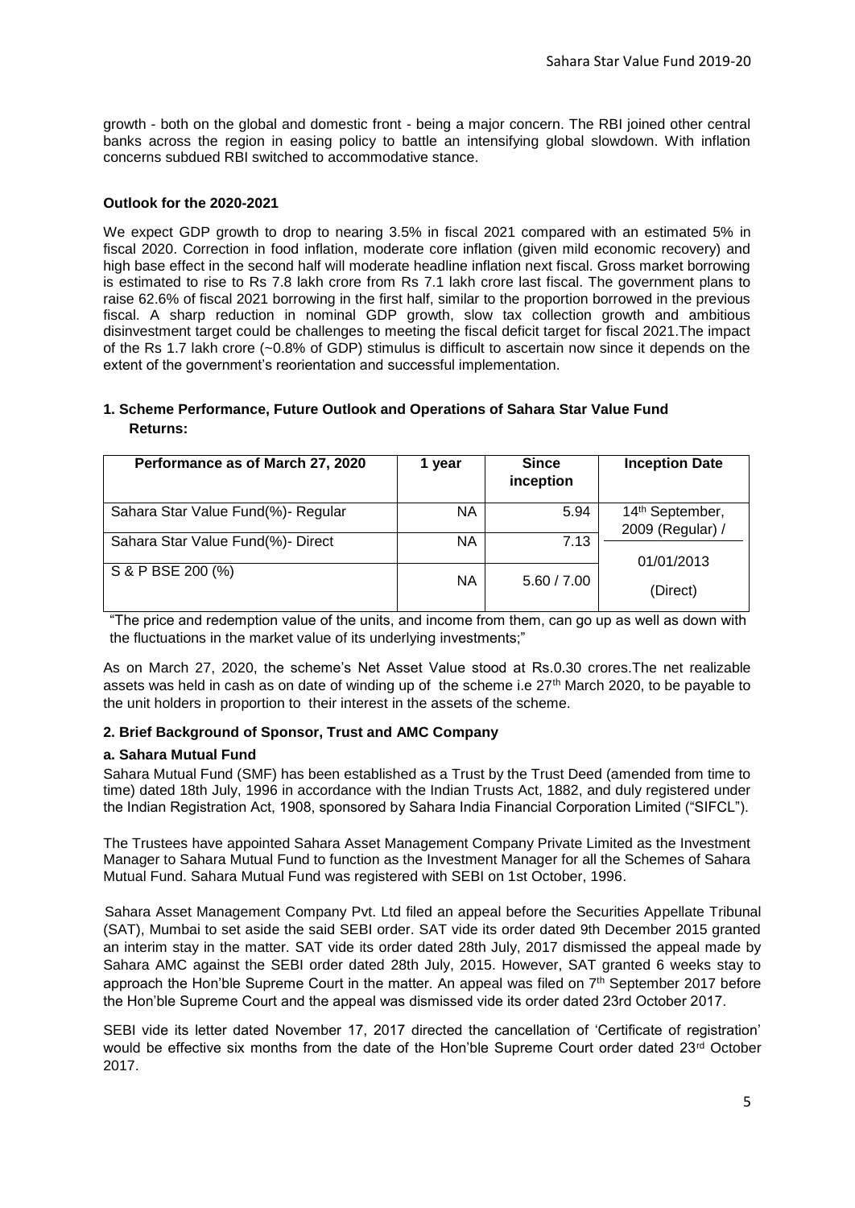growth - both on the global and domestic front - being a major concern. The RBI joined other central banks across the region in easing policy to battle an intensifying global slowdown. With inflation concerns subdued RBI switched to accommodative stance.

**Outlook for the 2020-2021**

We expect GDP growth to drop to nearing 3.5% in fiscal 2021 compared with an estimated 5% in fiscal 2020. Correction in food inflation, moderate core inflation (given mild economic recovery) and high base effect in the second half will moderate headline inflation next fiscal. Gross market borrowing is estimated to rise to Rs 7.8 lakh crore from Rs 7.1 lakh crore last fiscal. The government plans to raise 62.6% of fiscal 2021 borrowing in the first half, similar to the proportion borrowed in the previous fiscal. A sharp reduction in nominal GDP growth, slow tax collection growth and ambitious disinvestment target could be challenges to meeting the fiscal deficit target for fiscal 2021.The impact of the Rs 1.7 lakh crore (~0.8% of GDP) stimulus is difficult to ascertain now since it depends on the extent of the government's reorientation and successful implementation.

**1. Scheme Performance, Future Outlook and Operations of Sahara Star Value Fund**
**Returns:**

| Performance as of March 27, 2020 | 1 year | Since inception | Inception Date |
|---|---|---|---|
| Sahara Star Value Fund(%)- Regular | NA | 5.94 | 14th September, 2009 (Regular) / |
| Sahara Star Value Fund(%)- Direct | NA | 7.13 | 01/01/2013 |
| S & P BSE 200 (%) | NA | 5.60 / 7.00 | (Direct) |

"The price and redemption value of the units, and income from them, can go up as well as down with the fluctuations in the market value of its underlying investments;"

As on March 27, 2020, the scheme's Net Asset Value stood at Rs.0.30 crores.The net realizable assets was held in cash as on date of winding up of the scheme i.e 27th March 2020, to be payable to the unit holders in proportion to their interest in the assets of the scheme.

**2. Brief Background of Sponsor, Trust and AMC Company**

**a. Sahara Mutual Fund**

Sahara Mutual Fund (SMF) has been established as a Trust by the Trust Deed (amended from time to time) dated 18th July, 1996 in accordance with the Indian Trusts Act, 1882, and duly registered under the Indian Registration Act, 1908, sponsored by Sahara India Financial Corporation Limited ("SIFCL").

The Trustees have appointed Sahara Asset Management Company Private Limited as the Investment Manager to Sahara Mutual Fund to function as the Investment Manager for all the Schemes of Sahara Mutual Fund. Sahara Mutual Fund was registered with SEBI on 1st October, 1996.

Sahara Asset Management Company Pvt. Ltd filed an appeal before the Securities Appellate Tribunal (SAT), Mumbai to set aside the said SEBI order. SAT vide its order dated 9th December 2015 granted an interim stay in the matter. SAT vide its order dated 28th July, 2017 dismissed the appeal made by Sahara AMC against the SEBI order dated 28th July, 2015. However, SAT granted 6 weeks stay to approach the Hon'ble Supreme Court in the matter. An appeal was filed on 7th September 2017 before the Hon'ble Supreme Court and the appeal was dismissed vide its order dated 23rd October 2017.

SEBI vide its letter dated November 17, 2017 directed the cancellation of 'Certificate of registration' would be effective six months from the date of the Hon'ble Supreme Court order dated 23rd October 2017.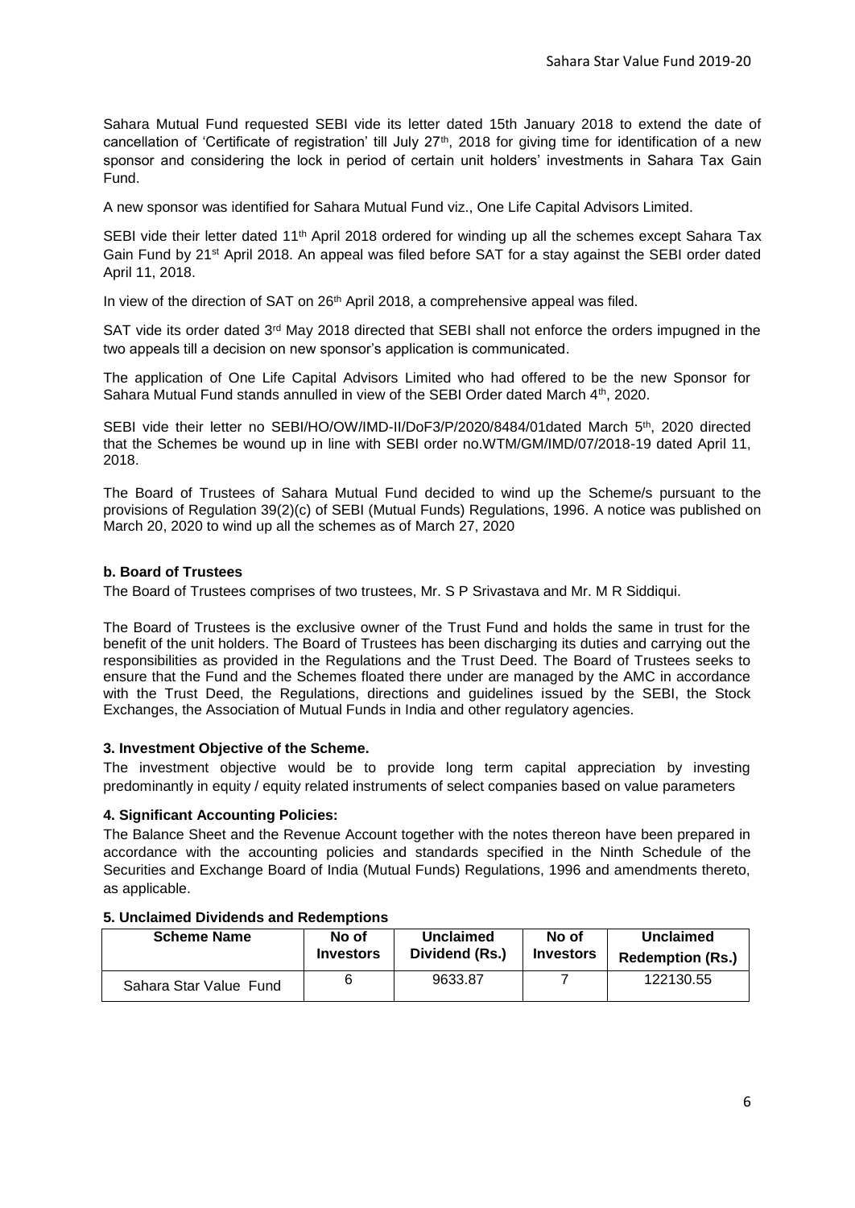Sahara Mutual Fund requested SEBI vide its letter dated 15th January 2018 to extend the date of cancellation of 'Certificate of registration' till July 27th, 2018 for giving time for identification of a new sponsor and considering the lock in period of certain unit holders' investments in Sahara Tax Gain Fund.

A new sponsor was identified for Sahara Mutual Fund viz., One Life Capital Advisors Limited.

SEBI vide their letter dated 11th April 2018 ordered for winding up all the schemes except Sahara Tax Gain Fund by 21st April 2018. An appeal was filed before SAT for a stay against the SEBI order dated April 11, 2018.

In view of the direction of SAT on 26th April 2018, a comprehensive appeal was filed.

SAT vide its order dated 3rd May 2018 directed that SEBI shall not enforce the orders impugned in the two appeals till a decision on new sponsor's application is communicated.

The application of One Life Capital Advisors Limited who had offered to be the new Sponsor for Sahara Mutual Fund stands annulled in view of the SEBI Order dated March 4th, 2020.

SEBI vide their letter no SEBI/HO/OW/IMD-II/DoF3/P/2020/8484/01dated March 5th, 2020 directed that the Schemes be wound up in line with SEBI order no.WTM/GM/IMD/07/2018-19 dated April 11, 2018.

The Board of Trustees of Sahara Mutual Fund decided to wind up the Scheme/s pursuant to the provisions of Regulation 39(2)(c) of SEBI (Mutual Funds) Regulations, 1996. A notice was published on March 20, 2020 to wind up all the schemes as of March 27, 2020

**b. Board of Trustees**

The Board of Trustees comprises of two trustees, Mr. S P Srivastava and Mr. M R Siddiqui.

The Board of Trustees is the exclusive owner of the Trust Fund and holds the same in trust for the benefit of the unit holders. The Board of Trustees has been discharging its duties and carrying out the responsibilities as provided in the Regulations and the Trust Deed. The Board of Trustees seeks to ensure that the Fund and the Schemes floated there under are managed by the AMC in accordance with the Trust Deed, the Regulations, directions and guidelines issued by the SEBI, the Stock Exchanges, the Association of Mutual Funds in India and other regulatory agencies.

**3. Investment Objective of the Scheme.**

The investment objective would be to provide long term capital appreciation by investing predominantly in equity / equity related instruments of select companies based on value parameters

**4. Significant Accounting Policies:**

The Balance Sheet and the Revenue Account together with the notes thereon have been prepared in accordance with the accounting policies and standards specified in the Ninth Schedule of the Securities and Exchange Board of India (Mutual Funds) Regulations, 1996 and amendments thereto, as applicable.

**5. Unclaimed Dividends and Redemptions**

| Scheme Name | No of Investors | Unclaimed Dividend (Rs.) | No of Investors | Unclaimed Redemption (Rs.) |
|---|---|---|---|---|
| Sahara Star Value Fund | 6 | 9633.87 | 7 | 122130.55 |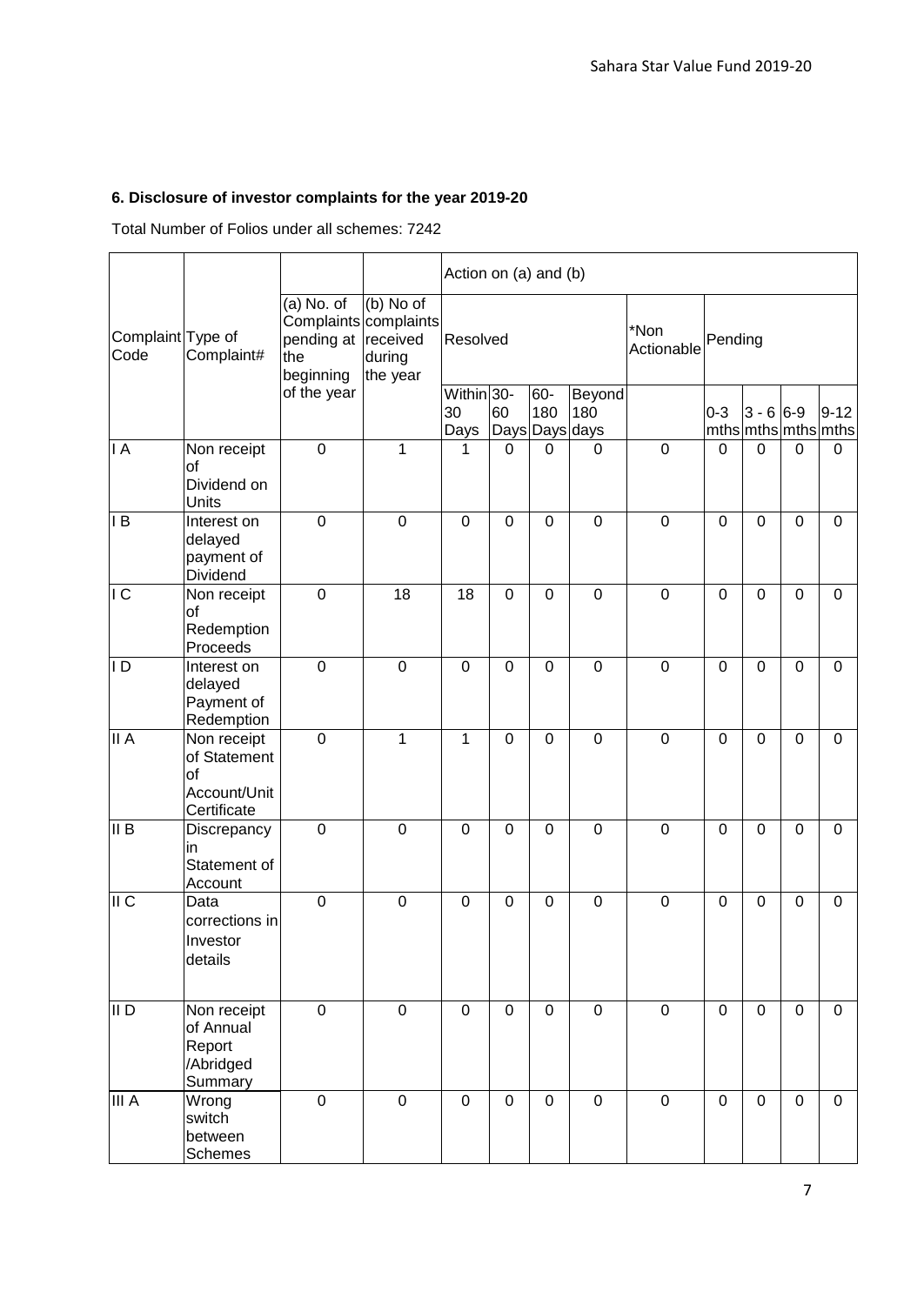**6. Disclosure of investor complaints for the year 2019-20**

Total Number of Folios under all schemes: 7242

| Complaint Code | Type of Complaint# | (a) No. of Complaints pending at the beginning of the year | (b) No of complaints received during the year | Action on (a) and (b) | | | | | | | | |
|---|---|---|---|---|---|---|---|---|---|---|---|---|
| | | | | Resolved | | | | *Non Actionable | Pending | | | |
| | | | | Within 30 Days | 30-60 Days | 60-180 Days | Beyond 180 days | | 0-3 mths | 3 - 6 mths | 6-9 mths | 9-12 mths |
| I A | Non receipt of Dividend on Units | 0 | 1 | 1 | 0 | 0 | 0 | 0 | 0 | 0 | 0 | 0 |
| I B | Interest on delayed payment of Dividend | 0 | 0 | 0 | 0 | 0 | 0 | 0 | 0 | 0 | 0 | 0 |
| I C | Non receipt of Redemption Proceeds | 0 | 18 | 18 | 0 | 0 | 0 | 0 | 0 | 0 | 0 | 0 |
| I D | Interest on delayed Payment of Redemption | 0 | 0 | 0 | 0 | 0 | 0 | 0 | 0 | 0 | 0 | 0 |
| II A | Non receipt of Statement of Account/Unit Certificate | 0 | 1 | 1 | 0 | 0 | 0 | 0 | 0 | 0 | 0 | 0 |
| II B | Discrepancy in Statement of Account | 0 | 0 | 0 | 0 | 0 | 0 | 0 | 0 | 0 | 0 | 0 |
| II C | Data corrections in Investor details | 0 | 0 | 0 | 0 | 0 | 0 | 0 | 0 | 0 | 0 | 0 |
| II D | Non receipt of Annual Report /Abridged Summary | 0 | 0 | 0 | 0 | 0 | 0 | 0 | 0 | 0 | 0 | 0 |
| III A | Wrong switch between Schemes | 0 | 0 | 0 | 0 | 0 | 0 | 0 | 0 | 0 | 0 | 0 |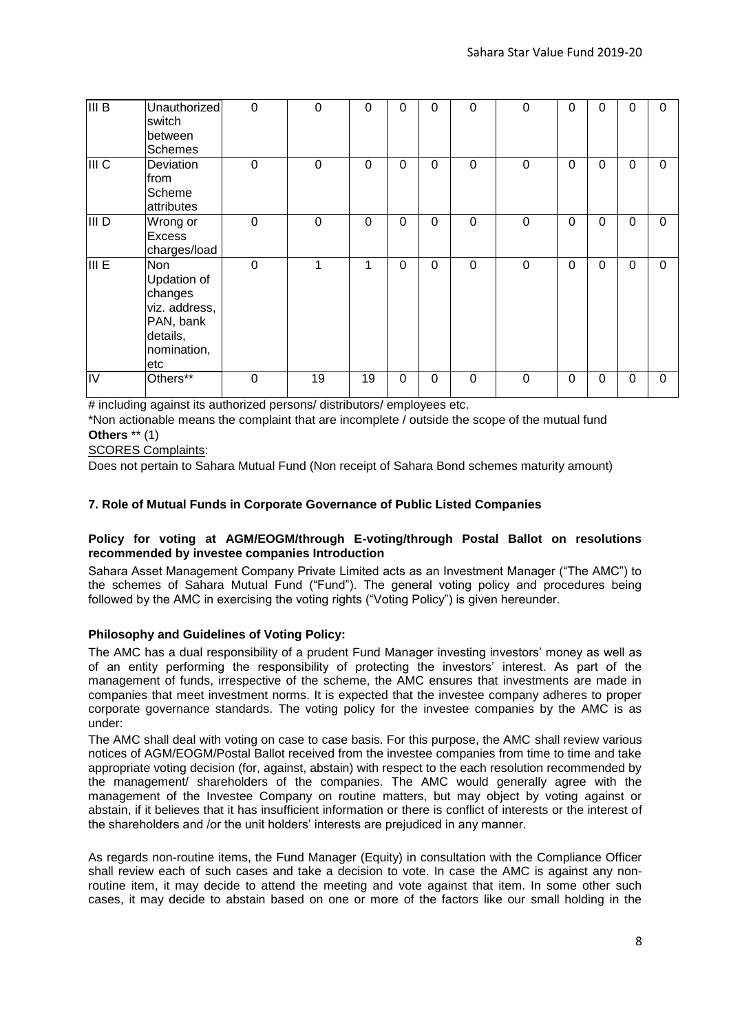| III B | Unauthorized switch between Schemes | 0 | 0 | 0 | 0 | 0 | 0 | 0 | 0 | 0 | 0 | 0 |
|---|---|---|---|---|---|---|---|---|---|---|---|---|
| III C | Deviation from Scheme attributes | 0 | 0 | 0 | 0 | 0 | 0 | 0 | 0 | 0 | 0 | 0 |
| III D | Wrong or Excess charges/load | 0 | 0 | 0 | 0 | 0 | 0 | 0 | 0 | 0 | 0 | 0 |
| III E | Non Updation of changes viz. address, PAN, bank details, nomination, etc | 0 | 1 | 1 | 0 | 0 | 0 | 0 | 0 | 0 | 0 | 0 |
| IV | Others** | 0 | 19 | 19 | 0 | 0 | 0 | 0 | 0 | 0 | 0 | 0 |

# including against its authorized persons/ distributors/ employees etc.

*Non actionable means the complaint that are incomplete / outside the scope of the mutual fund

**Others** ** (1)

SCORES Complaints:

Does not pertain to Sahara Mutual Fund (Non receipt of Sahara Bond schemes maturity amount)

**7. Role of Mutual Funds in Corporate Governance of Public Listed Companies**

**Policy for voting at AGM/EOGM/through E-voting/through Postal Ballot on resolutions recommended by investee companies Introduction**

Sahara Asset Management Company Private Limited acts as an Investment Manager ("The AMC") to the schemes of Sahara Mutual Fund ("Fund"). The general voting policy and procedures being followed by the AMC in exercising the voting rights ("Voting Policy") is given hereunder.

**Philosophy and Guidelines of Voting Policy:**

The AMC has a dual responsibility of a prudent Fund Manager investing investors' money as well as of an entity performing the responsibility of protecting the investors' interest. As part of the management of funds, irrespective of the scheme, the AMC ensures that investments are made in companies that meet investment norms. It is expected that the investee company adheres to proper corporate governance standards. The voting policy for the investee companies by the AMC is as under:

The AMC shall deal with voting on case to case basis. For this purpose, the AMC shall review various notices of AGM/EOGM/Postal Ballot received from the investee companies from time to time and take appropriate voting decision (for, against, abstain) with respect to the each resolution recommended by the management/ shareholders of the companies. The AMC would generally agree with the management of the Investee Company on routine matters, but may object by voting against or abstain, if it believes that it has insufficient information or there is conflict of interests or the interest of the shareholders and /or the unit holders' interests are prejudiced in any manner.

As regards non-routine items, the Fund Manager (Equity) in consultation with the Compliance Officer shall review each of such cases and take a decision to vote. In case the AMC is against any non-routine item, it may decide to attend the meeting and vote against that item. In some other such cases, it may decide to abstain based on one or more of the factors like our small holding in the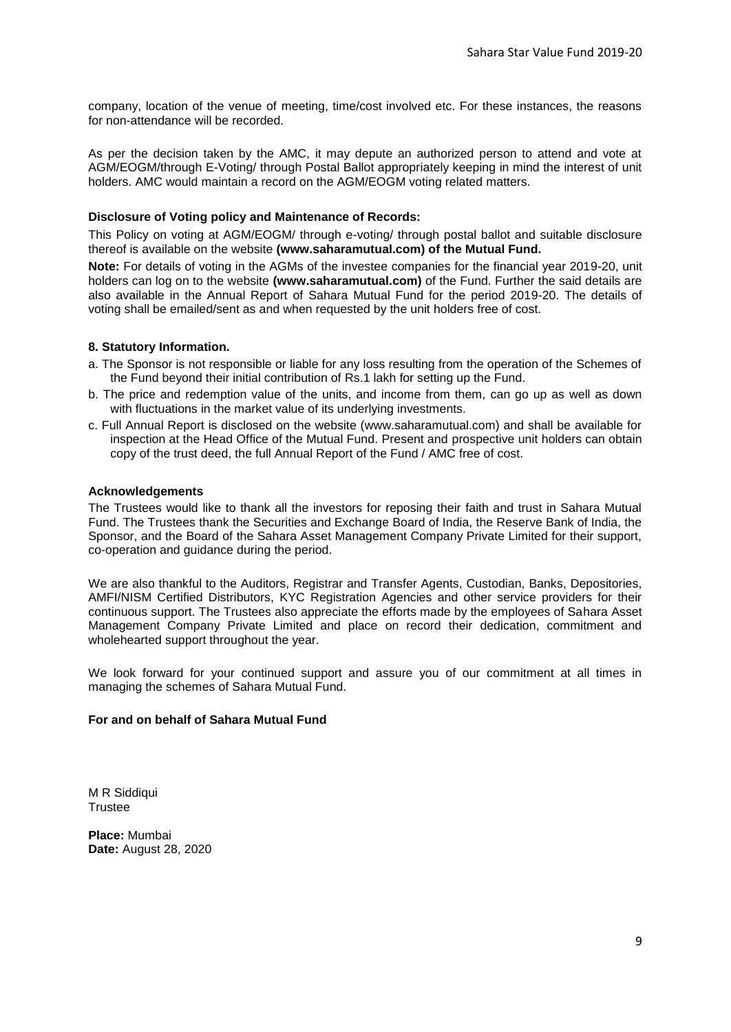company, location of the venue of meeting, time/cost involved etc. For these instances, the reasons for non-attendance will be recorded.

As per the decision taken by the AMC, it may depute an authorized person to attend and vote at AGM/EOGM/through E-Voting/ through Postal Ballot appropriately keeping in mind the interest of unit holders. AMC would maintain a record on the AGM/EOGM voting related matters.

**Disclosure of Voting policy and Maintenance of Records:**

This Policy on voting at AGM/EOGM/ through e-voting/ through postal ballot and suitable disclosure thereof is available on the website **(www.saharamutual.com) of the Mutual Fund.**

**Note:** For details of voting in the AGMs of the investee companies for the financial year 2019-20, unit holders can log on to the website **(www.saharamutual.com)** of the Fund. Further the said details are also available in the Annual Report of Sahara Mutual Fund for the period 2019-20. The details of voting shall be emailed/sent as and when requested by the unit holders free of cost.

**8. Statutory Information.**

a. The Sponsor is not responsible or liable for any loss resulting from the operation of the Schemes of the Fund beyond their initial contribution of Rs.1 lakh for setting up the Fund.

b. The price and redemption value of the units, and income from them, can go up as well as down with fluctuations in the market value of its underlying investments.

c. Full Annual Report is disclosed on the website (www.saharamutual.com) and shall be available for inspection at the Head Office of the Mutual Fund. Present and prospective unit holders can obtain copy of the trust deed, the full Annual Report of the Fund / AMC free of cost.

**Acknowledgements**

The Trustees would like to thank all the investors for reposing their faith and trust in Sahara Mutual Fund. The Trustees thank the Securities and Exchange Board of India, the Reserve Bank of India, the Sponsor, and the Board of the Sahara Asset Management Company Private Limited for their support, co-operation and guidance during the period.

We are also thankful to the Auditors, Registrar and Transfer Agents, Custodian, Banks, Depositories, AMFI/NISM Certified Distributors, KYC Registration Agencies and other service providers for their continuous support. The Trustees also appreciate the efforts made by the employees of Sahara Asset Management Company Private Limited and place on record their dedication, commitment and wholehearted support throughout the year.

We look forward for your continued support and assure you of our commitment at all times in managing the schemes of Sahara Mutual Fund.

**For and on behalf of Sahara Mutual Fund**

M R Siddiqui
Trustee

**Place:** Mumbai
**Date:** August 28, 2020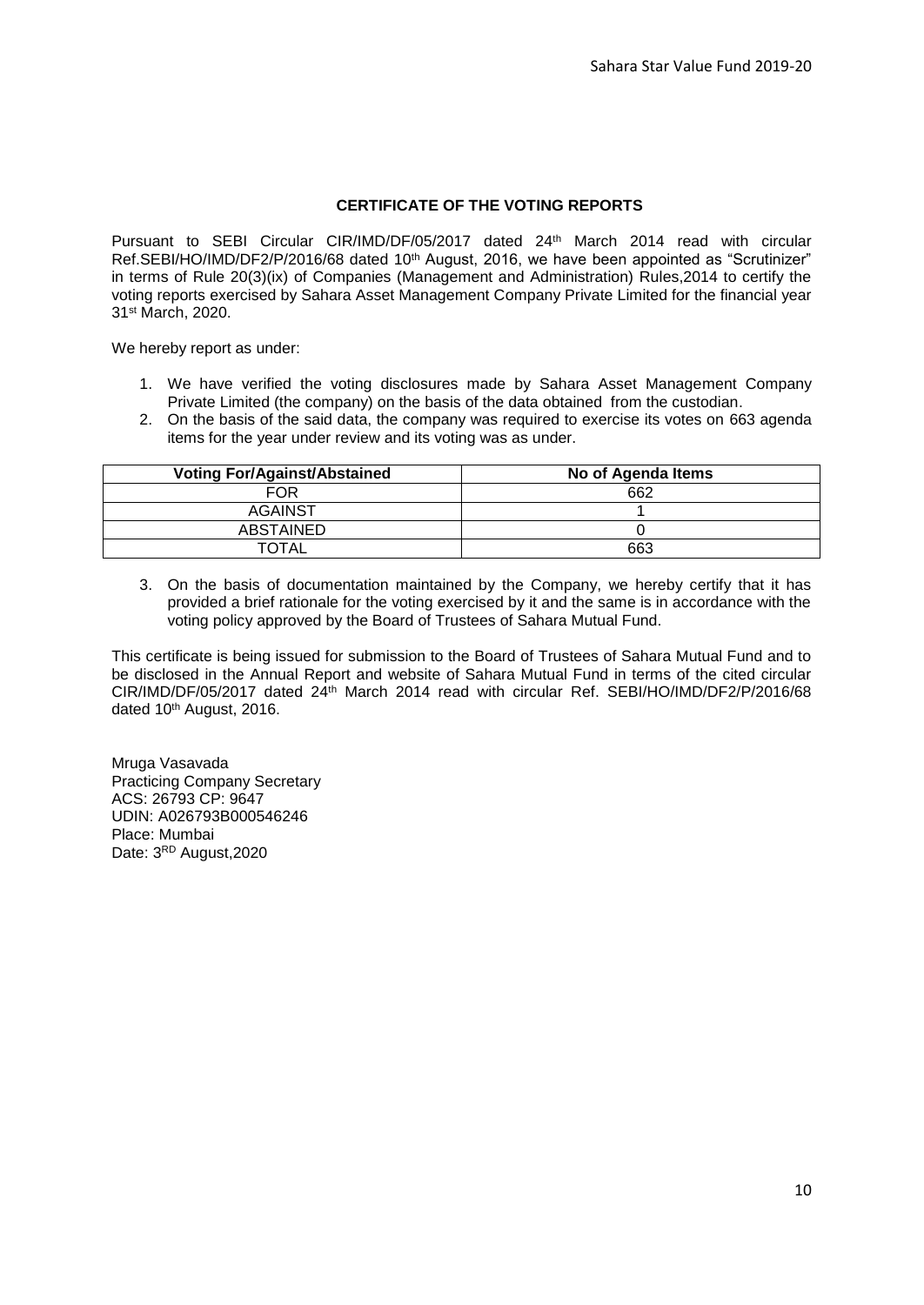## CERTIFICATE OF THE VOTING REPORTS

Pursuant to SEBI Circular CIR/IMD/DF/05/2017 dated 24th March 2014 read with circular Ref.SEBI/HO/IMD/DF2/P/2016/68 dated 10th August, 2016, we have been appointed as "Scrutinizer" in terms of Rule 20(3)(ix) of Companies (Management and Administration) Rules,2014 to certify the voting reports exercised by Sahara Asset Management Company Private Limited for the financial year 31st March, 2020.

We hereby report as under:

1. We have verified the voting disclosures made by Sahara Asset Management Company Private Limited (the company) on the basis of the data obtained from the custodian.
2. On the basis of the said data, the company was required to exercise its votes on 663 agenda items for the year under review and its voting was as under.

| Voting For/Against/Abstained | No of Agenda Items |
|---|---|
| FOR | 662 |
| AGAINST | 1 |
| ABSTAINED | 0 |
| TOTAL | 663 |

3. On the basis of documentation maintained by the Company, we hereby certify that it has provided a brief rationale for the voting exercised by it and the same is in accordance with the voting policy approved by the Board of Trustees of Sahara Mutual Fund.

This certificate is being issued for submission to the Board of Trustees of Sahara Mutual Fund and to be disclosed in the Annual Report and website of Sahara Mutual Fund in terms of the cited circular CIR/IMD/DF/05/2017 dated 24th March 2014 read with circular Ref. SEBI/HO/IMD/DF2/P/2016/68 dated 10th August, 2016.

Mruga Vasavada
Practicing Company Secretary
ACS: 26793 CP: 9647
UDIN: A026793B000546246
Place: Mumbai
Date: 3RD August,2020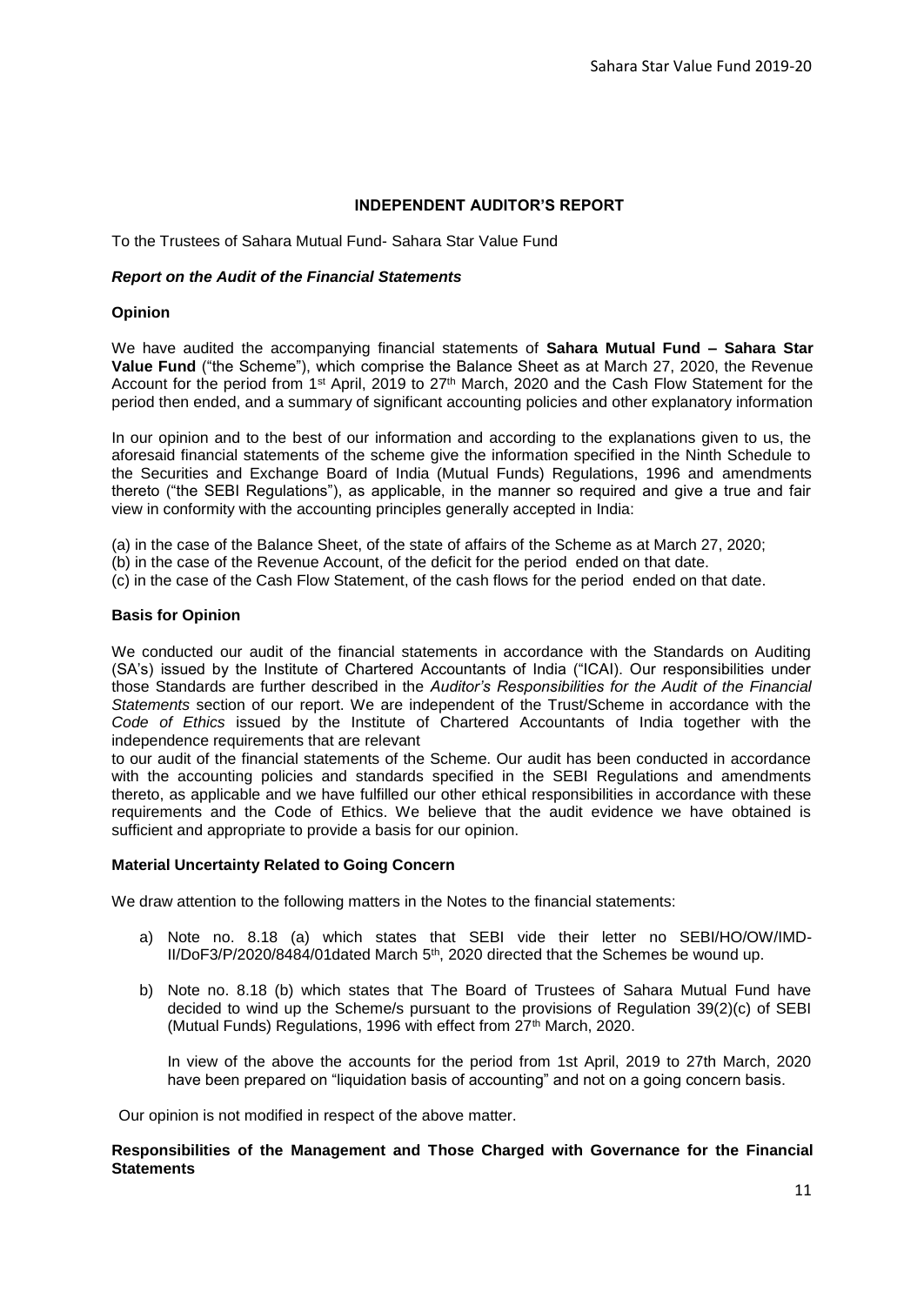## INDEPENDENT AUDITOR'S REPORT

To the Trustees of Sahara Mutual Fund- Sahara Star Value Fund

### *Report on the Audit of the Financial Statements*

#### Opinion

We have audited the accompanying financial statements of **Sahara Mutual Fund – Sahara Star Value Fund** ("the Scheme"), which comprise the Balance Sheet as at March 27, 2020, the Revenue Account for the period from 1st April, 2019 to 27th March, 2020 and the Cash Flow Statement for the period then ended, and a summary of significant accounting policies and other explanatory information

In our opinion and to the best of our information and according to the explanations given to us, the aforesaid financial statements of the scheme give the information specified in the Ninth Schedule to the Securities and Exchange Board of India (Mutual Funds) Regulations, 1996 and amendments thereto ("the SEBI Regulations"), as applicable, in the manner so required and give a true and fair view in conformity with the accounting principles generally accepted in India:

(a) in the case of the Balance Sheet, of the state of affairs of the Scheme as at March 27, 2020;
(b) in the case of the Revenue Account, of the deficit for the period ended on that date.
(c) in the case of the Cash Flow Statement, of the cash flows for the period ended on that date.

#### Basis for Opinion

We conducted our audit of the financial statements in accordance with the Standards on Auditing (SA's) issued by the Institute of Chartered Accountants of India ("ICAI). Our responsibilities under those Standards are further described in the *Auditor's Responsibilities for the Audit of the Financial Statements* section of our report. We are independent of the Trust/Scheme in accordance with the *Code of Ethics* issued by the Institute of Chartered Accountants of India together with the independence requirements that are relevant to our audit of the financial statements of the Scheme. Our audit has been conducted in accordance with the accounting policies and standards specified in the SEBI Regulations and amendments thereto, as applicable and we have fulfilled our other ethical responsibilities in accordance with these requirements and the Code of Ethics. We believe that the audit evidence we have obtained is sufficient and appropriate to provide a basis for our opinion.

#### Material Uncertainty Related to Going Concern

We draw attention to the following matters in the Notes to the financial statements:

a) Note no. 8.18 (a) which states that SEBI vide their letter no SEBI/HO/OW/IMD-II/DoF3/P/2020/8484/01dated March 5th, 2020 directed that the Schemes be wound up.

b) Note no. 8.18 (b) which states that The Board of Trustees of Sahara Mutual Fund have decided to wind up the Scheme/s pursuant to the provisions of Regulation 39(2)(c) of SEBI (Mutual Funds) Regulations, 1996 with effect from 27th March, 2020.

   In view of the above the accounts for the period from 1st April, 2019 to 27th March, 2020 have been prepared on "liquidation basis of accounting" and not on a going concern basis.

Our opinion is not modified in respect of the above matter.

#### Responsibilities of the Management and Those Charged with Governance for the Financial Statements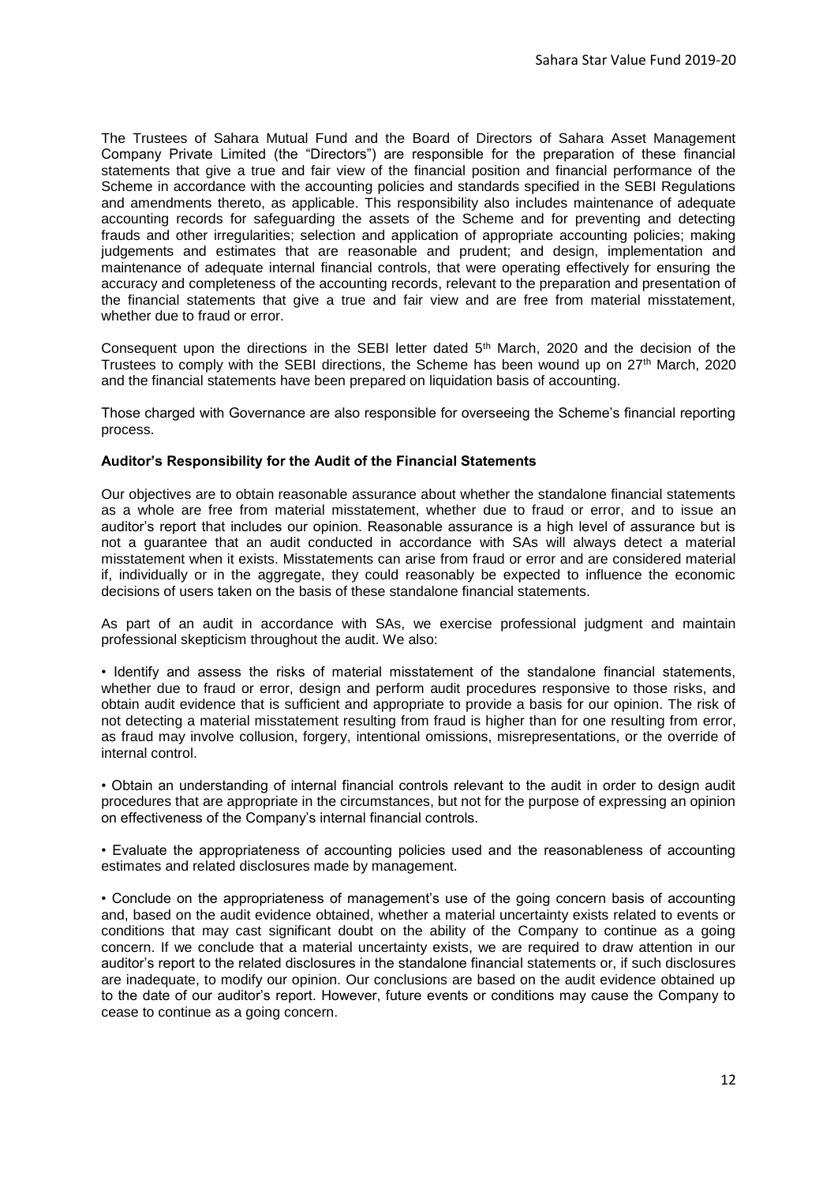The Trustees of Sahara Mutual Fund and the Board of Directors of Sahara Asset Management Company Private Limited (the "Directors") are responsible for the preparation of these financial statements that give a true and fair view of the financial position and financial performance of the Scheme in accordance with the accounting policies and standards specified in the SEBI Regulations and amendments thereto, as applicable. This responsibility also includes maintenance of adequate accounting records for safeguarding the assets of the Scheme and for preventing and detecting frauds and other irregularities; selection and application of appropriate accounting policies; making judgements and estimates that are reasonable and prudent; and design, implementation and maintenance of adequate internal financial controls, that were operating effectively for ensuring the accuracy and completeness of the accounting records, relevant to the preparation and presentation of the financial statements that give a true and fair view and are free from material misstatement, whether due to fraud or error.

Consequent upon the directions in the SEBI letter dated 5th March, 2020 and the decision of the Trustees to comply with the SEBI directions, the Scheme has been wound up on 27th March, 2020 and the financial statements have been prepared on liquidation basis of accounting.

Those charged with Governance are also responsible for overseeing the Scheme's financial reporting process.

**Auditor's Responsibility for the Audit of the Financial Statements**

Our objectives are to obtain reasonable assurance about whether the standalone financial statements as a whole are free from material misstatement, whether due to fraud or error, and to issue an auditor's report that includes our opinion. Reasonable assurance is a high level of assurance but is not a guarantee that an audit conducted in accordance with SAs will always detect a material misstatement when it exists. Misstatements can arise from fraud or error and are considered material if, individually or in the aggregate, they could reasonably be expected to influence the economic decisions of users taken on the basis of these standalone financial statements.

As part of an audit in accordance with SAs, we exercise professional judgment and maintain professional skepticism throughout the audit. We also:

• Identify and assess the risks of material misstatement of the standalone financial statements, whether due to fraud or error, design and perform audit procedures responsive to those risks, and obtain audit evidence that is sufficient and appropriate to provide a basis for our opinion. The risk of not detecting a material misstatement resulting from fraud is higher than for one resulting from error, as fraud may involve collusion, forgery, intentional omissions, misrepresentations, or the override of internal control.

• Obtain an understanding of internal financial controls relevant to the audit in order to design audit procedures that are appropriate in the circumstances, but not for the purpose of expressing an opinion on effectiveness of the Company's internal financial controls.

• Evaluate the appropriateness of accounting policies used and the reasonableness of accounting estimates and related disclosures made by management.

• Conclude on the appropriateness of management's use of the going concern basis of accounting and, based on the audit evidence obtained, whether a material uncertainty exists related to events or conditions that may cast significant doubt on the ability of the Company to continue as a going concern. If we conclude that a material uncertainty exists, we are required to draw attention in our auditor's report to the related disclosures in the standalone financial statements or, if such disclosures are inadequate, to modify our opinion. Our conclusions are based on the audit evidence obtained up to the date of our auditor's report. However, future events or conditions may cause the Company to cease to continue as a going concern.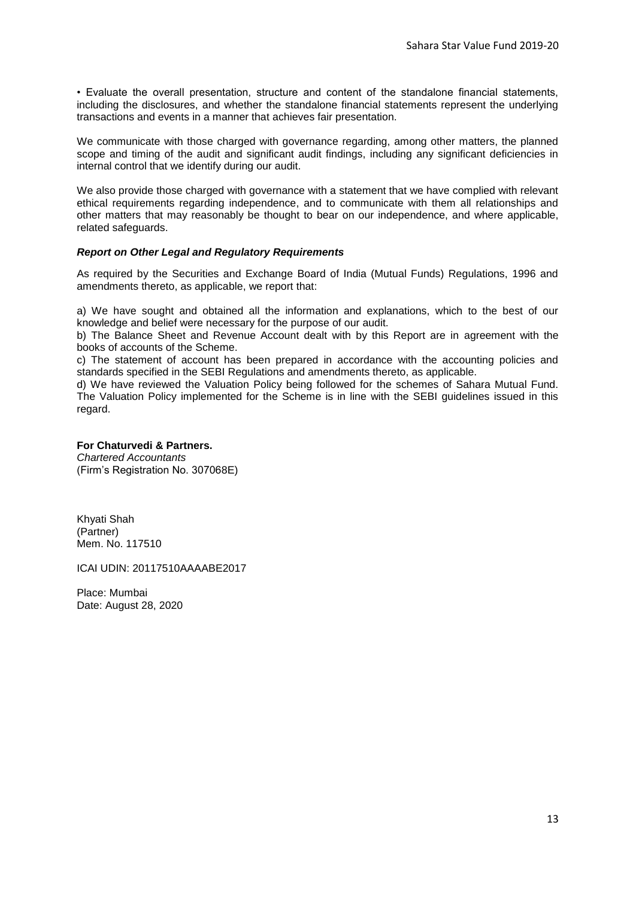• Evaluate the overall presentation, structure and content of the standalone financial statements, including the disclosures, and whether the standalone financial statements represent the underlying transactions and events in a manner that achieves fair presentation.

We communicate with those charged with governance regarding, among other matters, the planned scope and timing of the audit and significant audit findings, including any significant deficiencies in internal control that we identify during our audit.

We also provide those charged with governance with a statement that we have complied with relevant ethical requirements regarding independence, and to communicate with them all relationships and other matters that may reasonably be thought to bear on our independence, and where applicable, related safeguards.

***Report on Other Legal and Regulatory Requirements***

As required by the Securities and Exchange Board of India (Mutual Funds) Regulations, 1996 and amendments thereto, as applicable, we report that:

a) We have sought and obtained all the information and explanations, which to the best of our knowledge and belief were necessary for the purpose of our audit.
b) The Balance Sheet and Revenue Account dealt with by this Report are in agreement with the books of accounts of the Scheme.
c) The statement of account has been prepared in accordance with the accounting policies and standards specified in the SEBI Regulations and amendments thereto, as applicable.
d) We have reviewed the Valuation Policy being followed for the schemes of Sahara Mutual Fund. The Valuation Policy implemented for the Scheme is in line with the SEBI guidelines issued in this regard.

**For Chaturvedi & Partners.**
*Chartered Accountants*
(Firm's Registration No. 307068E)

Khyati Shah
(Partner)
Mem. No. 117510

ICAI UDIN: 20117510AAAABE2017

Place: Mumbai
Date: August 28, 2020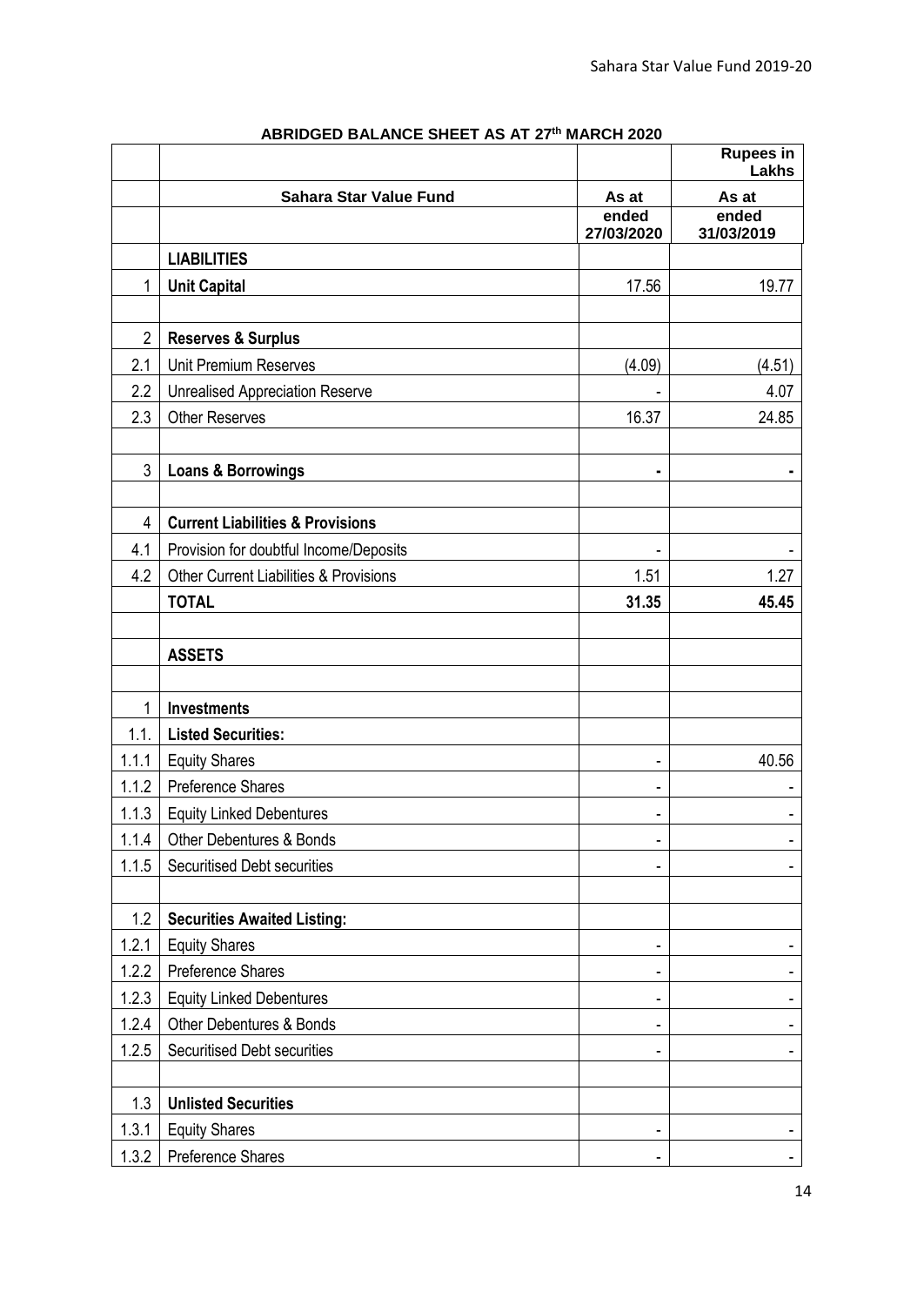## ABRIDGED BALANCE SHEET AS AT 27th MARCH 2020

| | | | Rupees in Lakhs |
|---|---|---|---|
| | **Sahara Star Value Fund** | **As at ended 27/03/2020** | **As at ended 31/03/2019** |
| | **LIABILITIES** | | |
| 1 | **Unit Capital** | 17.56 | 19.77 |
| | | | |
| 2 | **Reserves & Surplus** | | |
| 2.1 | Unit Premium Reserves | (4.09) | (4.51) |
| 2.2 | Unrealised Appreciation Reserve | - | 4.07 |
| 2.3 | Other Reserves | 16.37 | 24.85 |
| | | | |
| 3 | **Loans & Borrowings** | - | - |
| | | | |
| 4 | **Current Liabilities & Provisions** | | |
| 4.1 | Provision for doubtful Income/Deposits | - | - |
| 4.2 | Other Current Liabilities & Provisions | 1.51 | 1.27 |
| | **TOTAL** | **31.35** | **45.45** |
| | | | |
| | **ASSETS** | | |
| | | | |
| 1 | **Investments** | | |
| 1.1. | **Listed Securities:** | | |
| 1.1.1 | Equity Shares | - | 40.56 |
| 1.1.2 | Preference Shares | - | - |
| 1.1.3 | Equity Linked Debentures | - | - |
| 1.1.4 | Other Debentures & Bonds | - | - |
| 1.1.5 | Securitised Debt securities | - | - |
| | | | |
| 1.2 | **Securities Awaited Listing:** | | |
| 1.2.1 | Equity Shares | - | - |
| 1.2.2 | Preference Shares | - | - |
| 1.2.3 | Equity Linked Debentures | - | - |
| 1.2.4 | Other Debentures & Bonds | - | - |
| 1.2.5 | Securitised Debt securities | - | - |
| | | | |
| 1.3 | **Unlisted Securities** | | |
| 1.3.1 | Equity Shares | - | - |
| 1.3.2 | Preference Shares | - | - |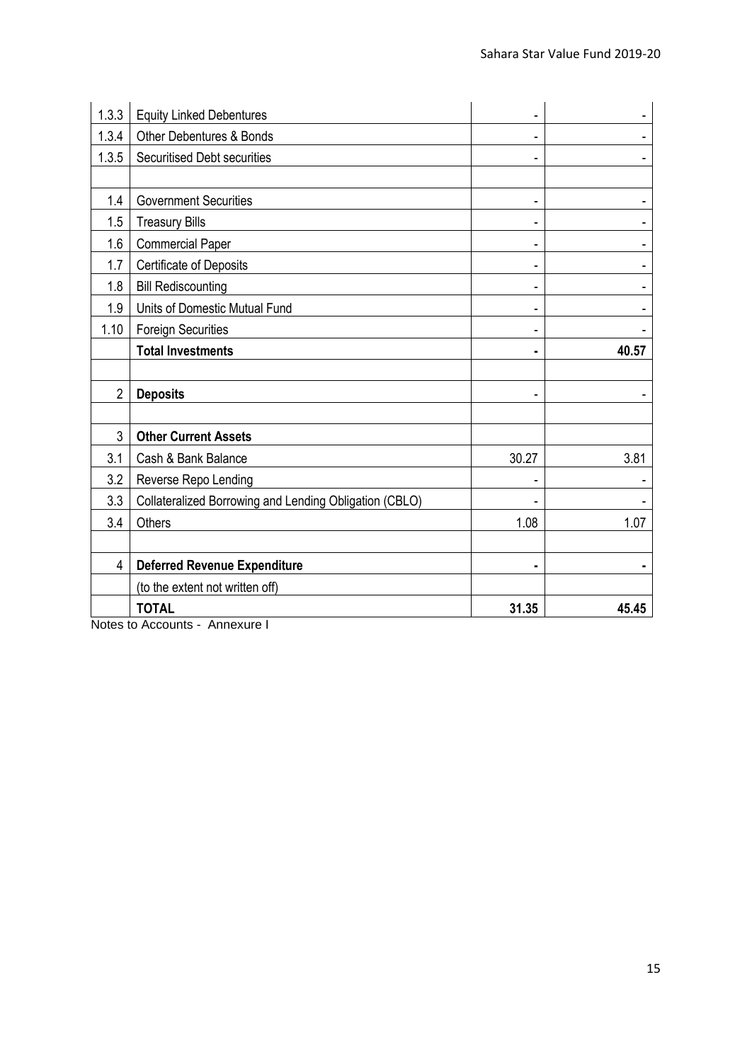| | | | |
|---|---|---|---|
| 1.3.3 | Equity Linked Debentures | - | - |
| 1.3.4 | Other Debentures & Bonds | - | - |
| 1.3.5 | Securitised Debt securities | - | - |
| | | | |
| 1.4 | Government Securities | - | - |
| 1.5 | Treasury Bills | - | - |
| 1.6 | Commercial Paper | - | - |
| 1.7 | Certificate of Deposits | - | - |
| 1.8 | Bill Rediscounting | - | - |
| 1.9 | Units of Domestic Mutual Fund | - | - |
| 1.10 | Foreign Securities | - | - |
| | **Total Investments** | **-** | **40.57** |
| | | | |
| 2 | **Deposits** | - | - |
| | | | |
| 3 | **Other Current Assets** | | |
| 3.1 | Cash & Bank Balance | 30.27 | 3.81 |
| 3.2 | Reverse Repo Lending | - | - |
| 3.3 | Collateralized Borrowing and Lending Obligation (CBLO) | - | - |
| 3.4 | Others | 1.08 | 1.07 |
| | | | |
| 4 | **Deferred Revenue Expenditure** | **-** | **-** |
| | (to the extent not written off) | | |
| | **TOTAL** | **31.35** | **45.45** |

Notes to Accounts - Annexure I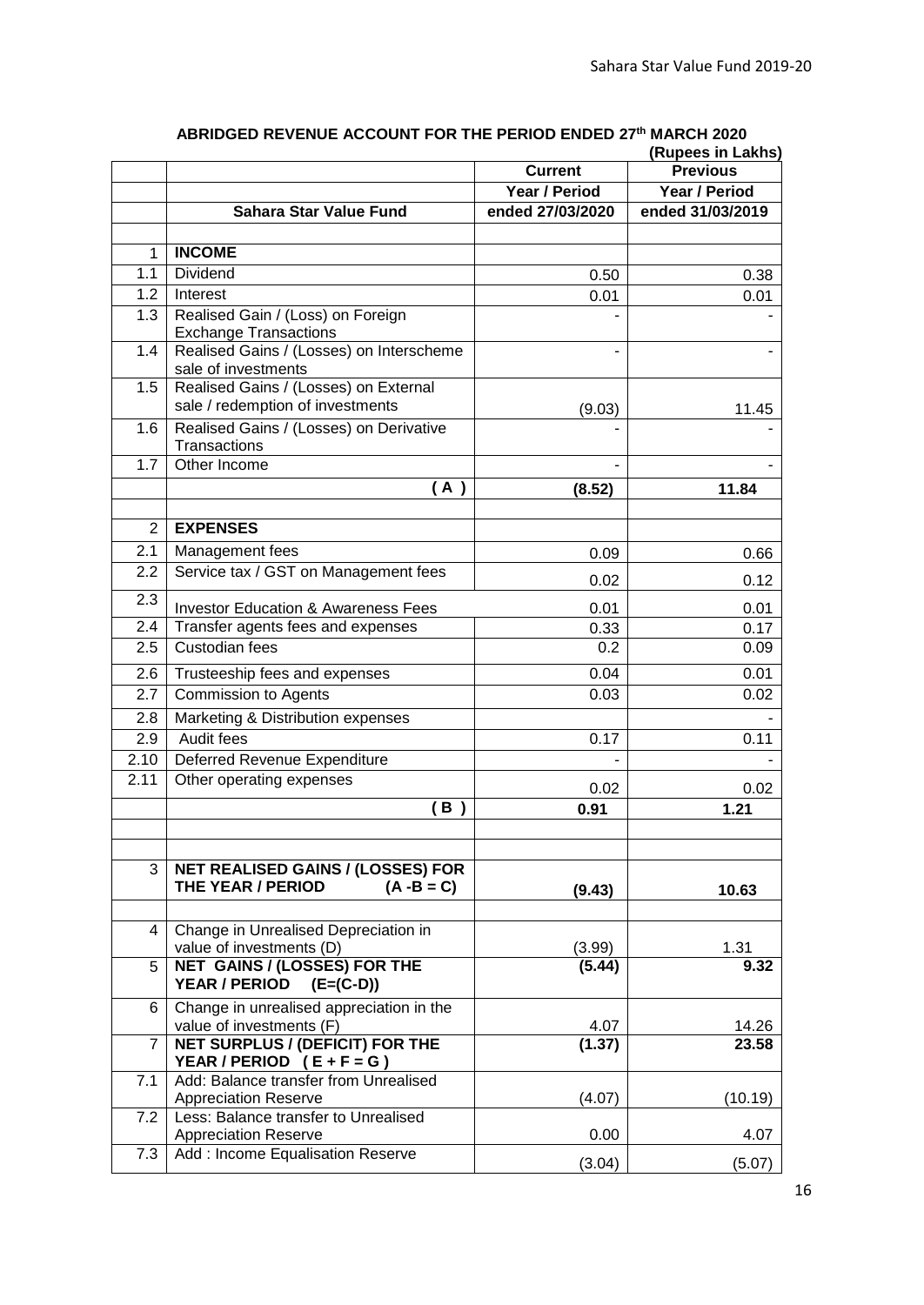## ABRIDGED REVENUE ACCOUNT FOR THE PERIOD ENDED 27th MARCH 2020

**(Rupees in Lakhs)**

| | | Current | Previous |
|---|---|---|---|
| | | Year / Period | Year / Period |
| | **Sahara Star Value Fund** | ended 27/03/2020 | ended 31/03/2019 |
| | | | |
| 1 | **INCOME** | | |
| 1.1 | Dividend | 0.50 | 0.38 |
| 1.2 | Interest | 0.01 | 0.01 |
| 1.3 | Realised Gain / (Loss) on Foreign Exchange Transactions | - | - |
| 1.4 | Realised Gains / (Losses) on Interscheme sale of investments | - | - |
| 1.5 | Realised Gains / (Losses) on External sale / redemption of investments | (9.03) | 11.45 |
| 1.6 | Realised Gains / (Losses) on Derivative Transactions | - | - |
| 1.7 | Other Income | - | - |
| | ( A ) | (8.52) | 11.84 |
| | | | |
| 2 | **EXPENSES** | | |
| 2.1 | Management fees | 0.09 | 0.66 |
| 2.2 | Service tax / GST on Management fees | 0.02 | 0.12 |
| 2.3 | Investor Education & Awareness Fees | 0.01 | 0.01 |
| 2.4 | Transfer agents fees and expenses | 0.33 | 0.17 |
| 2.5 | Custodian fees | 0.2 | 0.09 |
| 2.6 | Trusteeship fees and expenses | 0.04 | 0.01 |
| 2.7 | Commission to Agents | 0.03 | 0.02 |
| 2.8 | Marketing & Distribution expenses | | - |
| 2.9 | Audit fees | 0.17 | 0.11 |
| 2.10 | Deferred Revenue Expenditure | - | - |
| 2.11 | Other operating expenses | 0.02 | 0.02 |
| | ( B ) | 0.91 | 1.21 |
| | | | |
| | | | |
| 3 | **NET REALISED GAINS / (LOSSES) FOR THE YEAR / PERIOD (A -B = C)** | (9.43) | 10.63 |
| | | | |
| 4 | Change in Unrealised Depreciation in value of investments (D) | (3.99) | 1.31 |
| 5 | **NET GAINS / (LOSSES) FOR THE YEAR / PERIOD (E=(C-D))** | (5.44) | 9.32 |
| 6 | Change in unrealised appreciation in the value of investments (F) | 4.07 | 14.26 |
| 7 | **NET SURPLUS / (DEFICIT) FOR THE YEAR / PERIOD ( E + F = G )** | (1.37) | 23.58 |
| 7.1 | Add: Balance transfer from Unrealised Appreciation Reserve | (4.07) | (10.19) |
| 7.2 | Less: Balance transfer to Unrealised Appreciation Reserve | 0.00 | 4.07 |
| 7.3 | Add : Income Equalisation Reserve | (3.04) | (5.07) |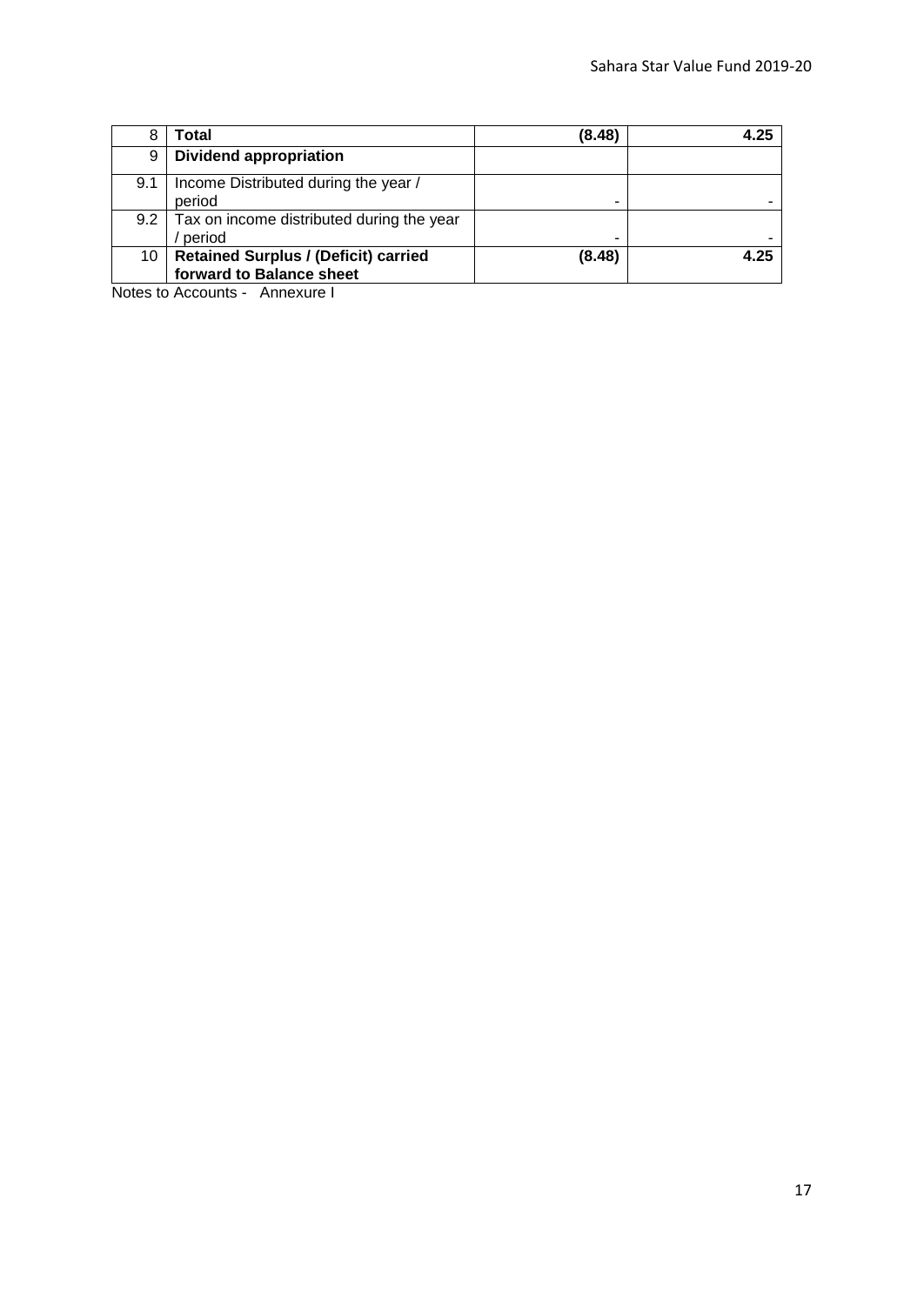| | | | |
|---|---|---|---|
| 8 | **Total** | **(8.48)** | **4.25** |
| 9 | **Dividend appropriation** | | |
| 9.1 | Income Distributed during the year / period | - | - |
| 9.2 | Tax on income distributed during the year / period | - | - |
| 10 | **Retained Surplus / (Deficit) carried forward to Balance sheet** | **(8.48)** | **4.25** |

Notes to Accounts - Annexure I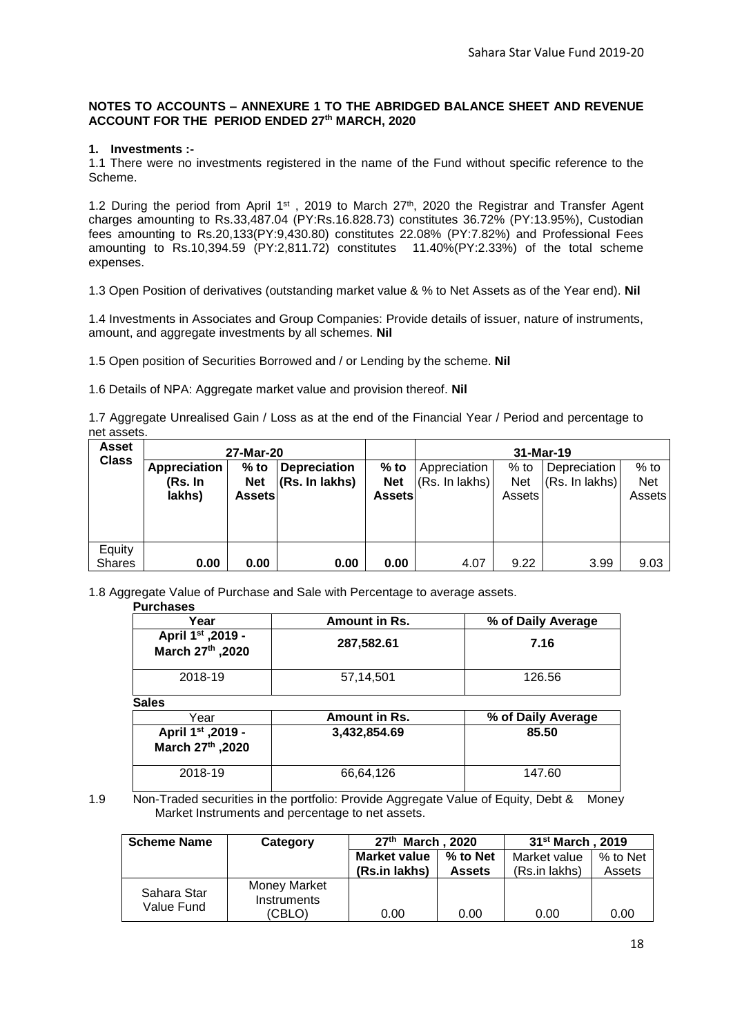**NOTES TO ACCOUNTS – ANNEXURE 1 TO THE ABRIDGED BALANCE SHEET AND REVENUE ACCOUNT FOR THE PERIOD ENDED 27th MARCH, 2020**

**1. Investments :-**

1.1 There were no investments registered in the name of the Fund without specific reference to the Scheme.

1.2 During the period from April 1st , 2019 to March 27th, 2020 the Registrar and Transfer Agent charges amounting to Rs.33,487.04 (PY:Rs.16.828.73) constitutes 36.72% (PY:13.95%), Custodian fees amounting to Rs.20,133(PY:9,430.80) constitutes 22.08% (PY:7.82%) and Professional Fees amounting to Rs.10,394.59 (PY:2,811.72) constitutes 11.40%(PY:2.33%) of the total scheme expenses.

1.3 Open Position of derivatives (outstanding market value & % to Net Assets as of the Year end). **Nil**

1.4 Investments in Associates and Group Companies: Provide details of issuer, nature of instruments, amount, and aggregate investments by all schemes. **Nil**

1.5 Open position of Securities Borrowed and / or Lending by the scheme. **Nil**

1.6 Details of NPA: Aggregate market value and provision thereof. **Nil**

1.7 Aggregate Unrealised Gain / Loss as at the end of the Financial Year / Period and percentage to net assets.

| Asset Class | 27-Mar-20 | | | | 31-Mar-19 | | | |
|---|---|---|---|---|---|---|---|---|
| | **Appreciation (Rs. In lakhs)** | **% to Net Assets** | **Depreciation (Rs. In lakhs)** | **% to Net Assets** | Appreciation (Rs. In lakhs) | % to Net Assets | Depreciation (Rs. In lakhs) | % to Net Assets |
| Equity Shares | **0.00** | **0.00** | **0.00** | **0.00** | 4.07 | 9.22 | 3.99 | 9.03 |

1.8 Aggregate Value of Purchase and Sale with Percentage to average assets.

**Purchases**

| Year | Amount in Rs. | % of Daily Average |
|---|---|---|
| **April 1st ,2019 - March 27th ,2020** | **287,582.61** | **7.16** |
| 2018-19 | 57,14,501 | 126.56 |

**Sales**

| Year | Amount in Rs. | % of Daily Average |
|---|---|---|
| **April 1st ,2019 - March 27th ,2020** | **3,432,854.69** | **85.50** |
| 2018-19 | 66,64,126 | 147.60 |

1.9 Non-Traded securities in the portfolio: Provide Aggregate Value of Equity, Debt & Money Market Instruments and percentage to net assets.

| Scheme Name | Category | 27th March , 2020 | | 31st March , 2019 | |
|---|---|---|---|---|---|
| | | **Market value (Rs.in lakhs)** | **% to Net Assets** | Market value (Rs.in lakhs) | % to Net Assets |
| Sahara Star Value Fund | Money Market Instruments (CBLO) | 0.00 | 0.00 | 0.00 | 0.00 |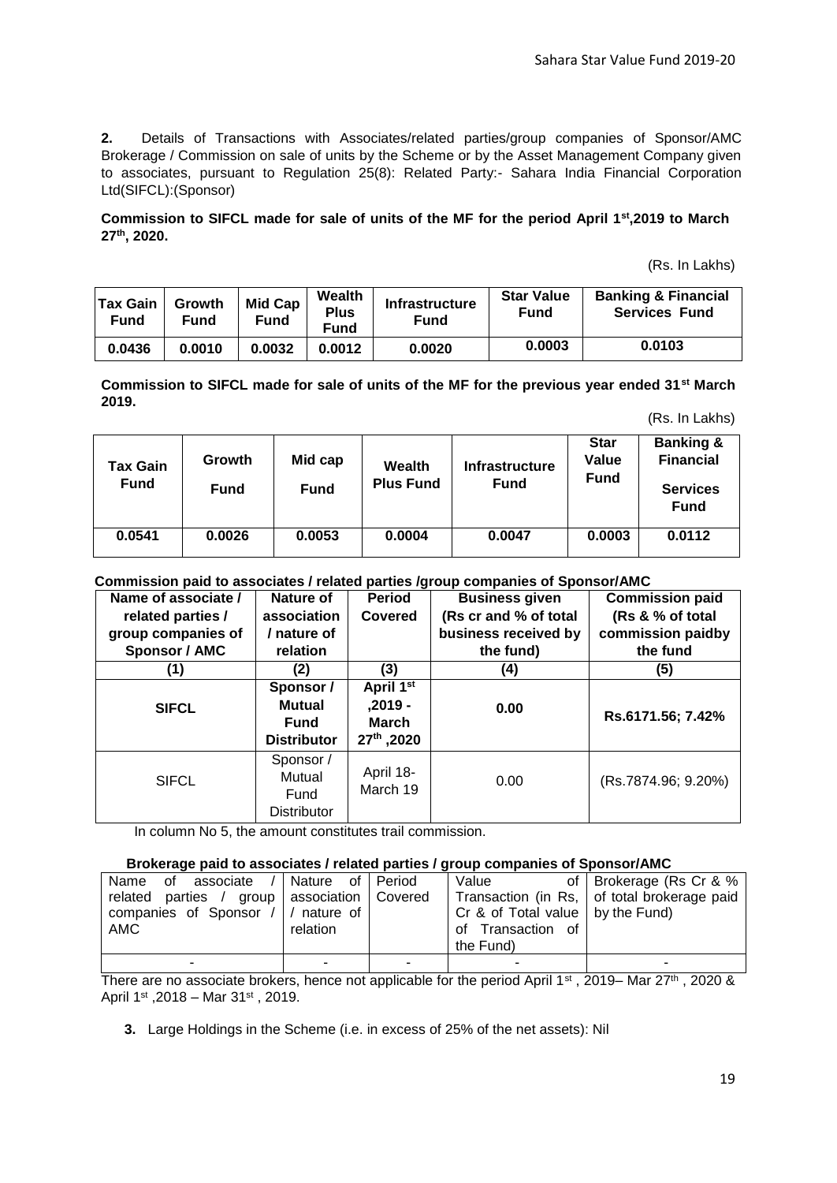**2.** Details of Transactions with Associates/related parties/group companies of Sponsor/AMC Brokerage / Commission on sale of units by the Scheme or by the Asset Management Company given to associates, pursuant to Regulation 25(8): Related Party:- Sahara India Financial Corporation Ltd(SIFCL):(Sponsor)

**Commission to SIFCL made for sale of units of the MF for the period April 1st,2019 to March 27th, 2020.**

(Rs. In Lakhs)

| Tax Gain Fund | Growth Fund | Mid Cap Fund | Wealth Plus Fund | Infrastructure Fund | Star Value Fund | Banking & Financial Services Fund |
|---|---|---|---|---|---|---|
| 0.0436 | 0.0010 | 0.0032 | 0.0012 | 0.0020 | 0.0003 | 0.0103 |

**Commission to SIFCL made for sale of units of the MF for the previous year ended 31st March 2019.**

(Rs. In Lakhs)

| Tax Gain Fund | Growth Fund | Mid cap Fund | Wealth Plus Fund | Infrastructure Fund | Star Value Fund | Banking & Financial Services Fund |
|---|---|---|---|---|---|---|
| 0.0541 | 0.0026 | 0.0053 | 0.0004 | 0.0047 | 0.0003 | 0.0112 |

**Commission paid to associates / related parties /group companies of Sponsor/AMC**

| Name of associate / related parties / group companies of Sponsor / AMC | Nature of association / nature of relation | Period Covered | Business given (Rs cr and % of total business received by the fund) | Commission paid (Rs & % of total commission paidby the fund) |
|---|---|---|---|---|
| (1) | (2) | (3) | (4) | (5) |
| **SIFCL** | **Sponsor / Mutual Fund Distributor** | **April 1st ,2019 - March 27th ,2020** | **0.00** | **Rs.6171.56; 7.42%** |
| SIFCL | Sponsor / Mutual Fund Distributor | April 18- March 19 | 0.00 | (Rs.7874.96; 9.20%) |

In column No 5, the amount constitutes trail commission.

**Brokerage paid to associates / related parties / group companies of Sponsor/AMC**

| Name of associate / related parties / group companies of Sponsor / AMC | Nature of association / nature of relation | Period Covered | Value of Transaction (in Rs, Cr & of Total value of Transaction of the Fund) | Brokerage (Rs Cr & % of total brokerage paid by the Fund) |
|---|---|---|---|---|
| - | - | - | - | - |

There are no associate brokers, hence not applicable for the period April 1st , 2019– Mar 27th , 2020 & April 1st ,2018 – Mar 31st , 2019.

3. **Large Holdings in the Scheme (i.e. in excess of 25% of the net assets): Nil**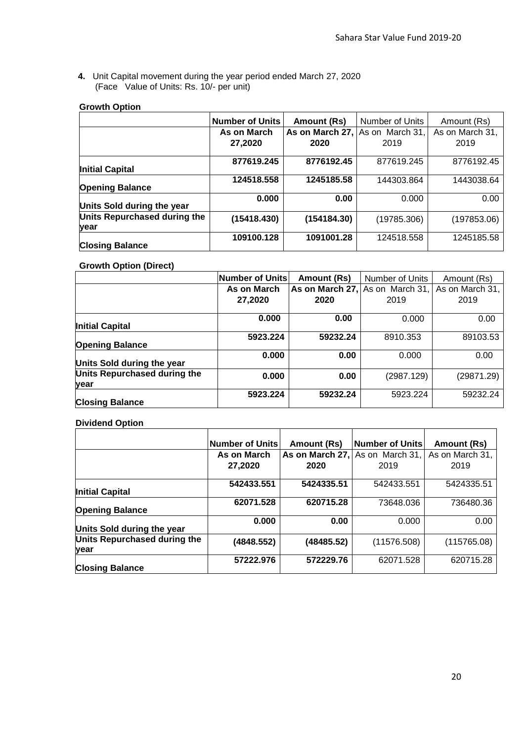**4.** Unit Capital movement during the year period ended March 27, 2020
(Face Value of Units: Rs. 10/- per unit)

**Growth Option**

| | **Number of Units** | **Amount (Rs)** | Number of Units | Amount (Rs) |
|---|---|---|---|---|
| | **As on March 27,2020** | **As on March 27, 2020** | As on March 31, 2019 | As on March 31, 2019 |
| **Initial Capital** | **877619.245** | **8776192.45** | 877619.245 | 8776192.45 |
| **Opening Balance** | **124518.558** | **1245185.58** | 144303.864 | 1443038.64 |
| **Units Sold during the year** | **0.000** | **0.00** | 0.000 | 0.00 |
| **Units Repurchased during the year** | **(15418.430)** | **(154184.30)** | (19785.306) | (197853.06) |
| **Closing Balance** | **109100.128** | **1091001.28** | 124518.558 | 1245185.58 |

**Growth Option (Direct)**

| | **Number of Units** | **Amount (Rs)** | Number of Units | Amount (Rs) |
|---|---|---|---|---|
| | **As on March 27,2020** | **As on March 27, 2020** | As on March 31, 2019 | As on March 31, 2019 |
| **Initial Capital** | **0.000** | **0.00** | 0.000 | 0.00 |
| **Opening Balance** | **5923.224** | **59232.24** | 8910.353 | 89103.53 |
| **Units Sold during the year** | **0.000** | **0.00** | 0.000 | 0.00 |
| **Units Repurchased during the year** | **0.000** | **0.00** | (2987.129) | (29871.29) |
| **Closing Balance** | **5923.224** | **59232.24** | 5923.224 | 59232.24 |

**Dividend Option**

| | **Number of Units** | **Amount (Rs)** | **Number of Units** | **Amount (Rs)** |
|---|---|---|---|---|
| | **As on March 27,2020** | **As on March 27, 2020** | As on March 31, 2019 | As on March 31, 2019 |
| **Initial Capital** | **542433.551** | **5424335.51** | 542433.551 | 5424335.51 |
| **Opening Balance** | **62071.528** | **620715.28** | 73648.036 | 736480.36 |
| **Units Sold during the year** | **0.000** | **0.00** | 0.000 | 0.00 |
| **Units Repurchased during the year** | **(4848.552)** | **(48485.52)** | (11576.508) | (115765.08) |
| **Closing Balance** | **57222.976** | **572229.76** | 62071.528 | 620715.28 |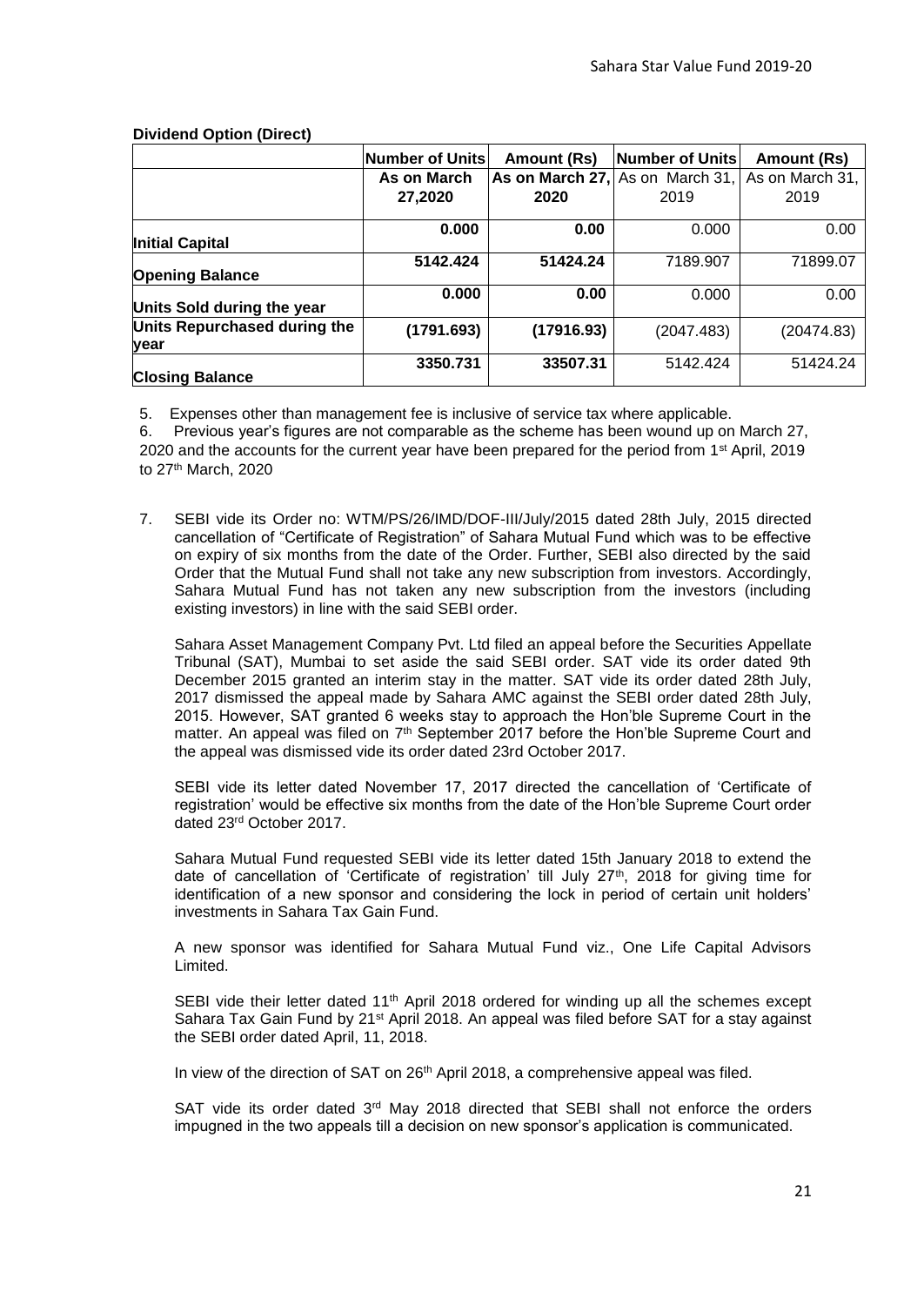**Dividend Option (Direct)**

| | Number of Units | Amount (Rs) | Number of Units | Amount (Rs) |
|---|---|---|---|---|
| | **As on March 27,2020** | **As on March 27, 2020** | As on March 31, 2019 | As on March 31, 2019 |
| **Initial Capital** | **0.000** | **0.00** | 0.000 | 0.00 |
| **Opening Balance** | **5142.424** | **51424.24** | 7189.907 | 71899.07 |
| **Units Sold during the year** | **0.000** | **0.00** | 0.000 | 0.00 |
| **Units Repurchased during the year** | **(1791.693)** | **(17916.93)** | (2047.483) | (20474.83) |
| **Closing Balance** | **3350.731** | **33507.31** | 5142.424 | 51424.24 |

5. Expenses other than management fee is inclusive of service tax where applicable.

6. Previous year's figures are not comparable as the scheme has been wound up on March 27, 2020 and the accounts for the current year have been prepared for the period from 1st April, 2019 to 27th March, 2020

7. SEBI vide its Order no: WTM/PS/26/IMD/DOF-III/July/2015 dated 28th July, 2015 directed cancellation of "Certificate of Registration" of Sahara Mutual Fund which was to be effective on expiry of six months from the date of the Order. Further, SEBI also directed by the said Order that the Mutual Fund shall not take any new subscription from investors. Accordingly, Sahara Mutual Fund has not taken any new subscription from the investors (including existing investors) in line with the said SEBI order.

   Sahara Asset Management Company Pvt. Ltd filed an appeal before the Securities Appellate Tribunal (SAT), Mumbai to set aside the said SEBI order. SAT vide its order dated 9th December 2015 granted an interim stay in the matter. SAT vide its order dated 28th July, 2017 dismissed the appeal made by Sahara AMC against the SEBI order dated 28th July, 2015. However, SAT granted 6 weeks stay to approach the Hon'ble Supreme Court in the matter. An appeal was filed on 7th September 2017 before the Hon'ble Supreme Court and the appeal was dismissed vide its order dated 23rd October 2017.

   SEBI vide its letter dated November 17, 2017 directed the cancellation of 'Certificate of registration' would be effective six months from the date of the Hon'ble Supreme Court order dated 23rd October 2017.

   Sahara Mutual Fund requested SEBI vide its letter dated 15th January 2018 to extend the date of cancellation of 'Certificate of registration' till July 27th, 2018 for giving time for identification of a new sponsor and considering the lock in period of certain unit holders' investments in Sahara Tax Gain Fund.

   A new sponsor was identified for Sahara Mutual Fund viz., One Life Capital Advisors Limited.

   SEBI vide their letter dated 11th April 2018 ordered for winding up all the schemes except Sahara Tax Gain Fund by 21st April 2018. An appeal was filed before SAT for a stay against the SEBI order dated April, 11, 2018.

   In view of the direction of SAT on 26th April 2018, a comprehensive appeal was filed.

   SAT vide its order dated 3rd May 2018 directed that SEBI shall not enforce the orders impugned in the two appeals till a decision on new sponsor's application is communicated.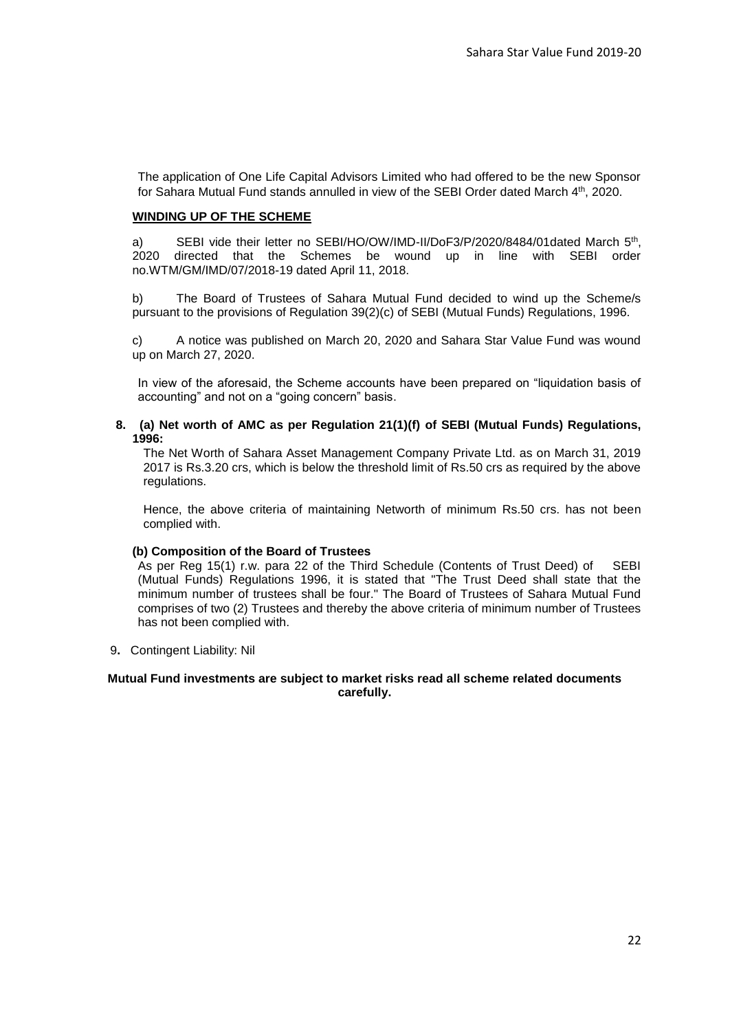The application of One Life Capital Advisors Limited who had offered to be the new Sponsor for Sahara Mutual Fund stands annulled in view of the SEBI Order dated March 4th, 2020.

**WINDING UP OF THE SCHEME**

a) SEBI vide their letter no SEBI/HO/OW/IMD-II/DoF3/P/2020/8484/01dated March 5th, 2020 directed that the Schemes be wound up in line with SEBI order no.WTM/GM/IMD/07/2018-19 dated April 11, 2018.

b) The Board of Trustees of Sahara Mutual Fund decided to wind up the Scheme/s pursuant to the provisions of Regulation 39(2)(c) of SEBI (Mutual Funds) Regulations, 1996.

c) A notice was published on March 20, 2020 and Sahara Star Value Fund was wound up on March 27, 2020.

In view of the aforesaid, the Scheme accounts have been prepared on "liquidation basis of accounting" and not on a "going concern" basis.

**8. (a) Net worth of AMC as per Regulation 21(1)(f) of SEBI (Mutual Funds) Regulations, 1996:**

The Net Worth of Sahara Asset Management Company Private Ltd. as on March 31, 2019 2017 is Rs.3.20 crs, which is below the threshold limit of Rs.50 crs as required by the above regulations.

Hence, the above criteria of maintaining Networth of minimum Rs.50 crs. has not been complied with.

**(b) Composition of the Board of Trustees**

As per Reg 15(1) r.w. para 22 of the Third Schedule (Contents of Trust Deed) of SEBI (Mutual Funds) Regulations 1996, it is stated that "The Trust Deed shall state that the minimum number of trustees shall be four." The Board of Trustees of Sahara Mutual Fund comprises of two (2) Trustees and thereby the above criteria of minimum number of Trustees has not been complied with.

9. Contingent Liability: Nil

**Mutual Fund investments are subject to market risks read all scheme related documents carefully.**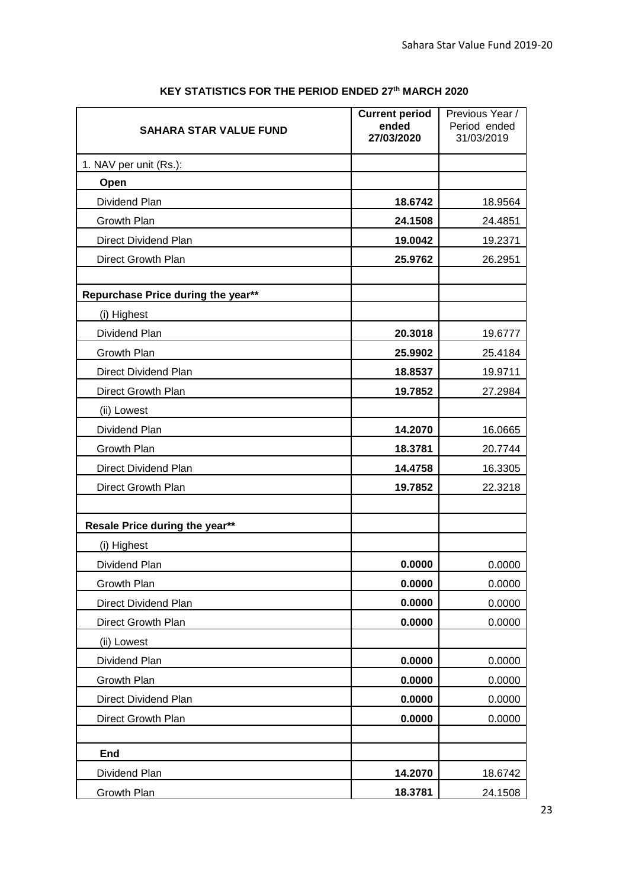## KEY STATISTICS FOR THE PERIOD ENDED 27th MARCH 2020

| SAHARA STAR VALUE FUND | Current period ended 27/03/2020 | Previous Year / Period ended 31/03/2019 |
|---|---|---|
| 1. NAV per unit (Rs.): | | |
| **Open** | | |
| Dividend Plan | **18.6742** | 18.9564 |
| Growth Plan | **24.1508** | 24.4851 |
| Direct Dividend Plan | **19.0042** | 19.2371 |
| Direct Growth Plan | **25.9762** | 26.2951 |
| | | |
| **Repurchase Price during the year**** | | |
| (i) Highest | | |
| Dividend Plan | **20.3018** | 19.6777 |
| Growth Plan | **25.9902** | 25.4184 |
| Direct Dividend Plan | **18.8537** | 19.9711 |
| Direct Growth Plan | **19.7852** | 27.2984 |
| (ii) Lowest | | |
| Dividend Plan | **14.2070** | 16.0665 |
| Growth Plan | **18.3781** | 20.7744 |
| Direct Dividend Plan | **14.4758** | 16.3305 |
| Direct Growth Plan | **19.7852** | 22.3218 |
| | | |
| **Resale Price during the year**** | | |
| (i) Highest | | |
| Dividend Plan | **0.0000** | 0.0000 |
| Growth Plan | **0.0000** | 0.0000 |
| Direct Dividend Plan | **0.0000** | 0.0000 |
| Direct Growth Plan | **0.0000** | 0.0000 |
| (ii) Lowest | | |
| Dividend Plan | **0.0000** | 0.0000 |
| Growth Plan | **0.0000** | 0.0000 |
| Direct Dividend Plan | **0.0000** | 0.0000 |
| Direct Growth Plan | **0.0000** | 0.0000 |
| | | |
| **End** | | |
| Dividend Plan | **14.2070** | 18.6742 |
| Growth Plan | **18.3781** | 24.1508 |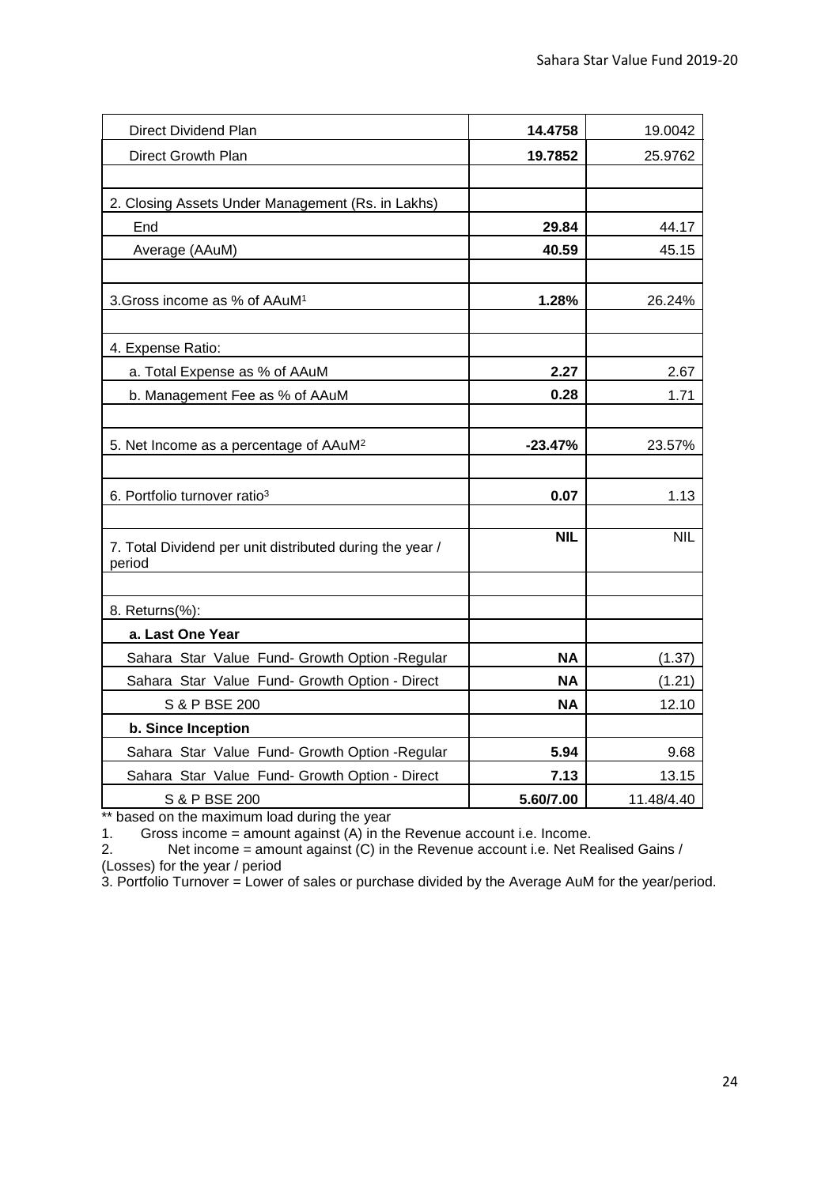| | | |
|---|---|---|
| Direct Dividend Plan | **14.4758** | 19.0042 |
| Direct Growth Plan | **19.7852** | 25.9762 |
| | | |
| 2. Closing Assets Under Management (Rs. in Lakhs) | | |
| End | **29.84** | 44.17 |
| Average (AAuM) | **40.59** | 45.15 |
| | | |
| 3.Gross income as % of AAuM[1] | **1.28%** | 26.24% |
| | | |
| 4. Expense Ratio: | | |
| a. Total Expense as % of AAuM | **2.27** | 2.67 |
| b. Management Fee as % of AAuM | **0.28** | 1.71 |
| | | |
| 5. Net Income as a percentage of AAuM[2] | **-23.47%** | 23.57% |
| | | |
| 6. Portfolio turnover ratio[3] | **0.07** | 1.13 |
| | | |
| 7. Total Dividend per unit distributed during the year / period | **NIL** | NIL |
| | | |
| 8. Returns(%): | | |
| **a. Last One Year** | | |
| Sahara Star Value Fund- Growth Option -Regular | **NA** | (1.37) |
| Sahara Star Value Fund- Growth Option - Direct | **NA** | (1.21) |
| S & P BSE 200 | **NA** | 12.10 |
| **b. Since Inception** | | |
| Sahara Star Value Fund- Growth Option -Regular | **5.94** | 9.68 |
| Sahara Star Value Fund- Growth Option - Direct | **7.13** | 13.15 |
| S & P BSE 200 | **5.60/7.00** | 11.48/4.40 |

** based on the maximum load during the year

1. Gross income = amount against (A) in the Revenue account i.e. Income.
2. Net income = amount against (C) in the Revenue account i.e. Net Realised Gains / (Losses) for the year / period
3. Portfolio Turnover = Lower of sales or purchase divided by the Average AuM for the year/period.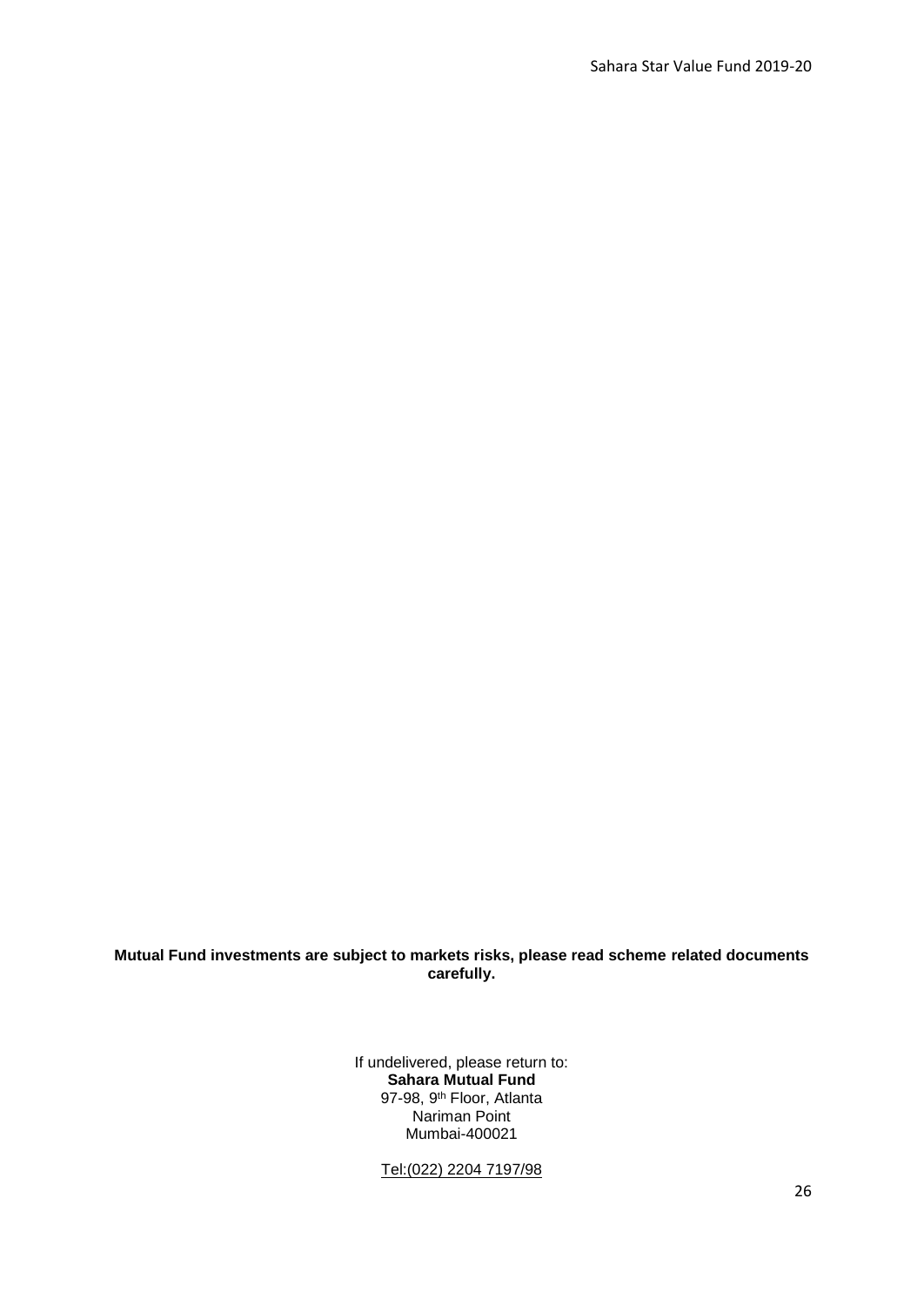**Mutual Fund investments are subject to markets risks, please read scheme related documents carefully.**

If undelivered, please return to:
**Sahara Mutual Fund**
97-98, 9th Floor, Atlanta
Nariman Point
Mumbai-400021

Tel:(022) 2204 7197/98